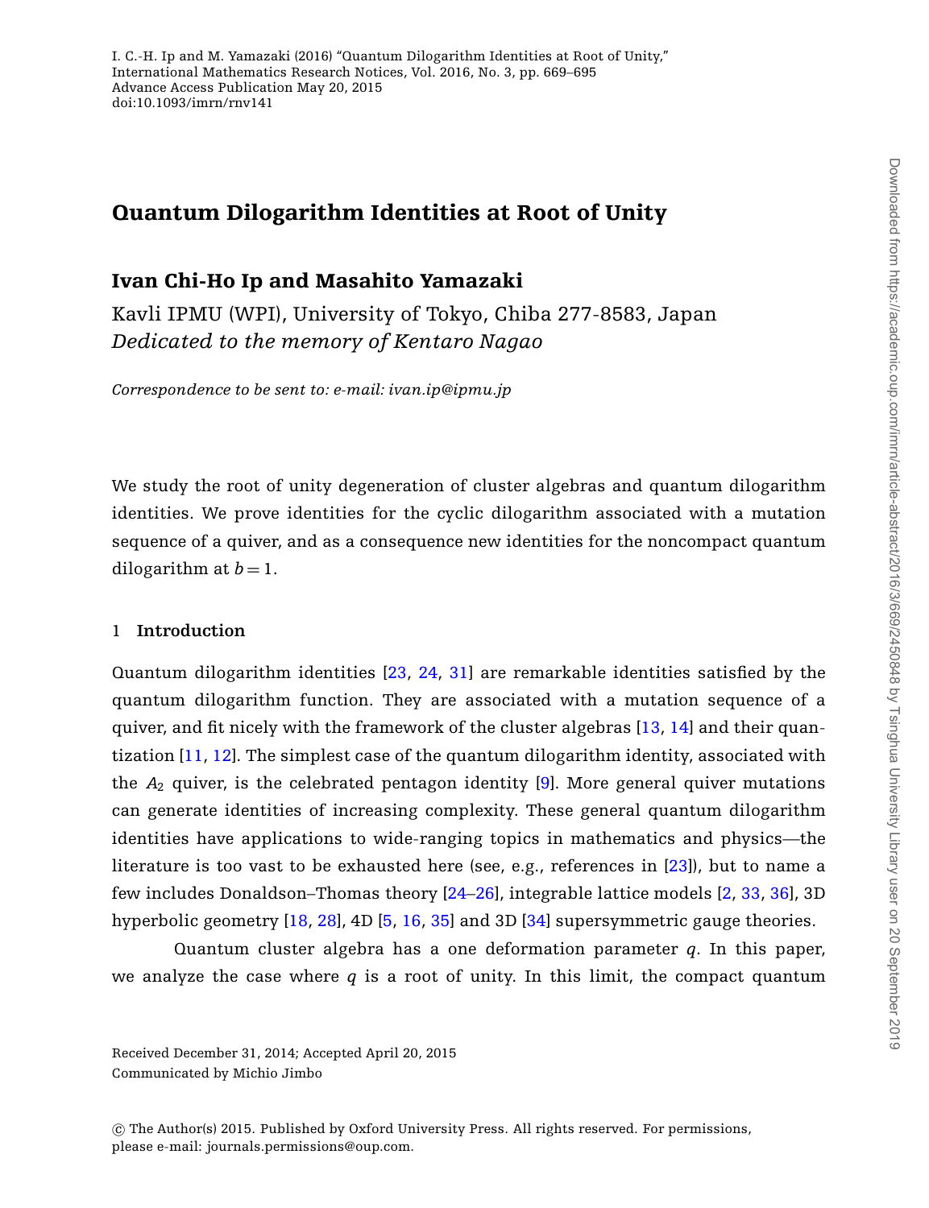I. C.-H. Ip and M. Yamazaki (2016) "Quantum Dilogarithm Identities at Root of Unity," International Mathematics Research Notices, Vol. 2016, No. 3, pp. 669–695
Advance Access Publication May 20, 2015
doi:10.1093/imrn/rnv141

# Quantum Dilogarithm Identities at Root of Unity

## Ivan Chi-Ho Ip and Masahito Yamazaki

Kavli IPMU (WPI), University of Tokyo, Chiba 277-8583, Japan
*Dedicated to the memory of Kentaro Nagao*

*Correspondence to be sent to: e-mail: ivan.ip@ipmu.jp*

We study the root of unity degeneration of cluster algebras and quantum dilogarithm identities. We prove identities for the cyclic dilogarithm associated with a mutation sequence of a quiver, and as a consequence new identities for the noncompact quantum dilogarithm at $b = 1$.

### 1 Introduction

Quantum dilogarithm identities [23, 24, 31] are remarkable identities satisfied by the quantum dilogarithm function. They are associated with a mutation sequence of a quiver, and fit nicely with the framework of the cluster algebras [13, 14] and their quantization [11, 12]. The simplest case of the quantum dilogarithm identity, associated with the $A_2$ quiver, is the celebrated pentagon identity [9]. More general quiver mutations can generate identities of increasing complexity. These general quantum dilogarithm identities have applications to wide-ranging topics in mathematics and physics—the literature is too vast to be exhausted here (see, e.g., references in [23]), but to name a few includes Donaldson–Thomas theory [24–26], integrable lattice models [2, 33, 36], 3D hyperbolic geometry [18, 28], 4D [5, 16, 35] and 3D [34] supersymmetric gauge theories.

Quantum cluster algebra has a one deformation parameter $q$. In this paper, we analyze the case where $q$ is a root of unity. In this limit, the compact quantum

Received December 31, 2014; Accepted April 20, 2015
Communicated by Michio Jimbo

© The Author(s) 2015. Published by Oxford University Press. All rights reserved. For permissions, please e-mail: journals.permissions@oup.com.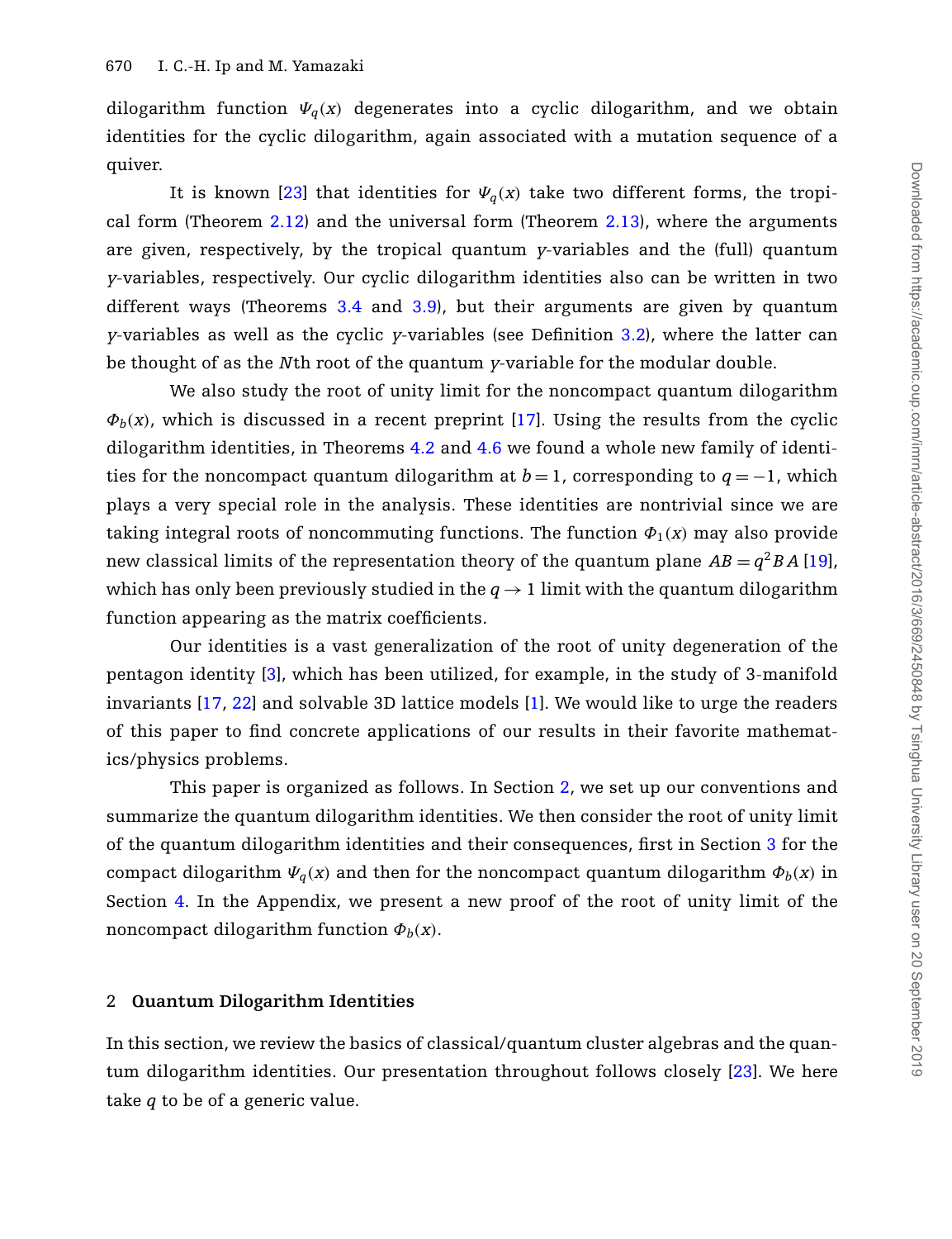dilogarithm function $\Psi_q(x)$ degenerates into a cyclic dilogarithm, and we obtain identities for the cyclic dilogarithm, again associated with a mutation sequence of a quiver.

It is known [23] that identities for $\Psi_q(x)$ take two different forms, the tropical form (Theorem 2.12) and the universal form (Theorem 2.13), where the arguments are given, respectively, by the tropical quantum $y$-variables and the (full) quantum $y$-variables, respectively. Our cyclic dilogarithm identities also can be written in two different ways (Theorems 3.4 and 3.9), but their arguments are given by quantum $y$-variables as well as the cyclic $y$-variables (see Definition 3.2), where the latter can be thought of as the $N$th root of the quantum $y$-variable for the modular double.

We also study the root of unity limit for the noncompact quantum dilogarithm $\Phi_b(x)$, which is discussed in a recent preprint [17]. Using the results from the cyclic dilogarithm identities, in Theorems 4.2 and 4.6 we found a whole new family of identities for the noncompact quantum dilogarithm at $b=1$, corresponding to $q=-1$, which plays a very special role in the analysis. These identities are nontrivial since we are taking integral roots of noncommuting functions. The function $\Phi_1(x)$ may also provide new classical limits of the representation theory of the quantum plane $AB = q^2 BA$ [19], which has only been previously studied in the $q \to 1$ limit with the quantum dilogarithm function appearing as the matrix coefficients.

Our identities is a vast generalization of the root of unity degeneration of the pentagon identity [3], which has been utilized, for example, in the study of 3-manifold invariants [17, 22] and solvable 3D lattice models [1]. We would like to urge the readers of this paper to find concrete applications of our results in their favorite mathematics/physics problems.

This paper is organized as follows. In Section 2, we set up our conventions and summarize the quantum dilogarithm identities. We then consider the root of unity limit of the quantum dilogarithm identities and their consequences, first in Section 3 for the compact dilogarithm $\Psi_q(x)$ and then for the noncompact quantum dilogarithm $\Phi_b(x)$ in Section 4. In the Appendix, we present a new proof of the root of unity limit of the noncompact dilogarithm function $\Phi_b(x)$.

## 2 Quantum Dilogarithm Identities

In this section, we review the basics of classical/quantum cluster algebras and the quantum dilogarithm identities. Our presentation throughout follows closely [23]. We here take $q$ to be of a generic value.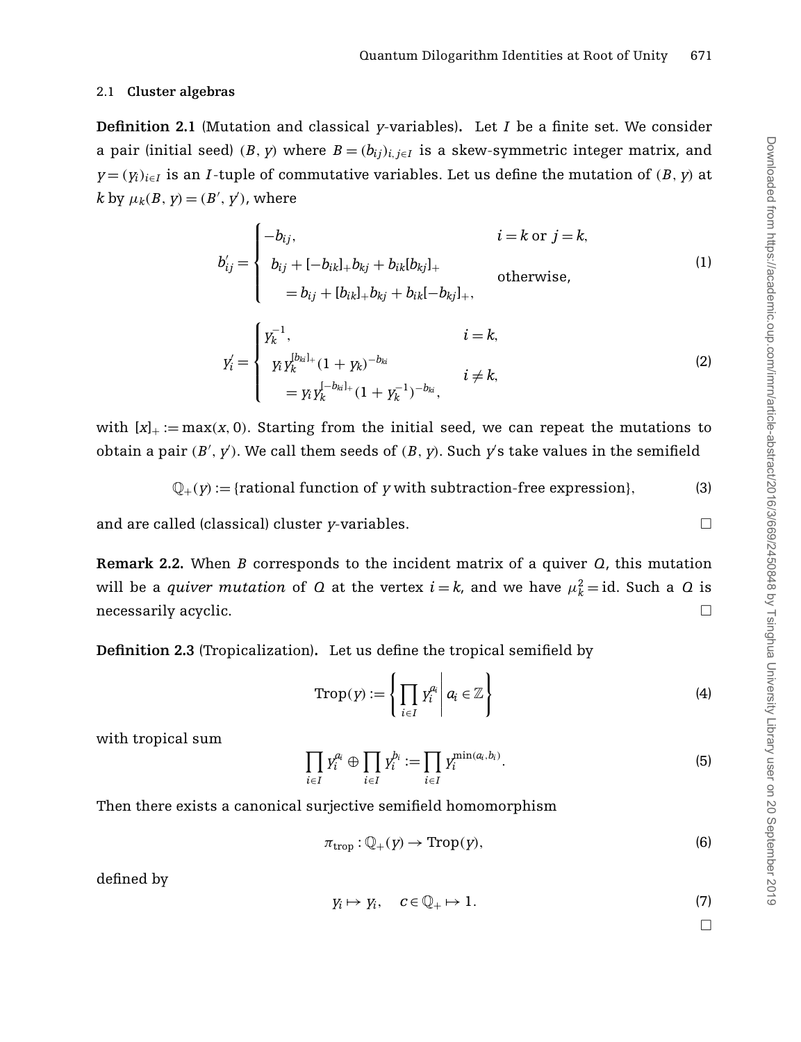### 2.1 Cluster algebras

**Definition 2.1** (Mutation and classical $y$-variables)**.** Let $I$ be a finite set. We consider a pair (initial seed) $(B, y)$ where $B = (b_{ij})_{i,j\in I}$ is a skew-symmetric integer matrix, and $y = (y_i)_{i\in I}$ is an $I$-tuple of commutative variables. Let us define the mutation of $(B, y)$ at $k$ by $\mu_k(B, y) = (B', y')$, where

$$
b'_{ij} = \begin{cases} -b_{ij}, & i = k \text{ or } j = k, \\ b_{ij} + [-b_{ik}]_+ b_{kj} + b_{ik}[b_{kj}]_+ & \\ \quad = b_{ij} + [b_{ik}]_+ b_{kj} + b_{ik}[-b_{kj}]_+, & \text{otherwise}, \end{cases} \tag{1}
$$

$$
y'_i = \begin{cases} y_k^{-1}, & i = k, \\ y_i y_k^{[b_{ki}]_+}(1 + y_k)^{-b_{ki}} & \\ \quad = y_i y_k^{[-b_{ki}]_+}(1 + y_k^{-1})^{-b_{ki}}, & i \neq k, \end{cases} \tag{2}
$$

with $[x]_+ := \max(x, 0)$. Starting from the initial seed, we can repeat the mutations to obtain a pair $(B', y')$. We call them seeds of $(B, y)$. Such $y'$s take values in the semifield

$$
\mathbb{Q}_+(y) := \{\text{rational function of } y \text{ with subtraction-free expression}\}, \tag{3}
$$

and are called (classical) cluster $y$-variables. □

**Remark 2.2.** When $B$ corresponds to the incident matrix of a quiver $Q$, this mutation will be a *quiver mutation* of $Q$ at the vertex $i = k$, and we have $\mu_k^2 = \mathrm{id}$. Such a $Q$ is necessarily acyclic. □

**Definition 2.3** (Tropicalization)**.** Let us define the tropical semifield by

$$
\mathrm{Trop}(y) := \left\{ \prod_{i\in I} y_i^{a_i} \,\middle|\, a_i \in \mathbb{Z} \right\} \tag{4}
$$

with tropical sum

$$
\prod_{i\in I} y_i^{a_i} \oplus \prod_{i\in I} y_i^{b_i} := \prod_{i\in I} y_i^{\min(a_i, b_i)}. \tag{5}
$$

Then there exists a canonical surjective semifield homomorphism

$$
\pi_{\mathrm{trop}} : \mathbb{Q}_+(y) \to \mathrm{Trop}(y), \tag{6}
$$

defined by

$$
y_i \mapsto y_i, \quad c \in \mathbb{Q}_+ \mapsto 1. \tag{7}
$$

□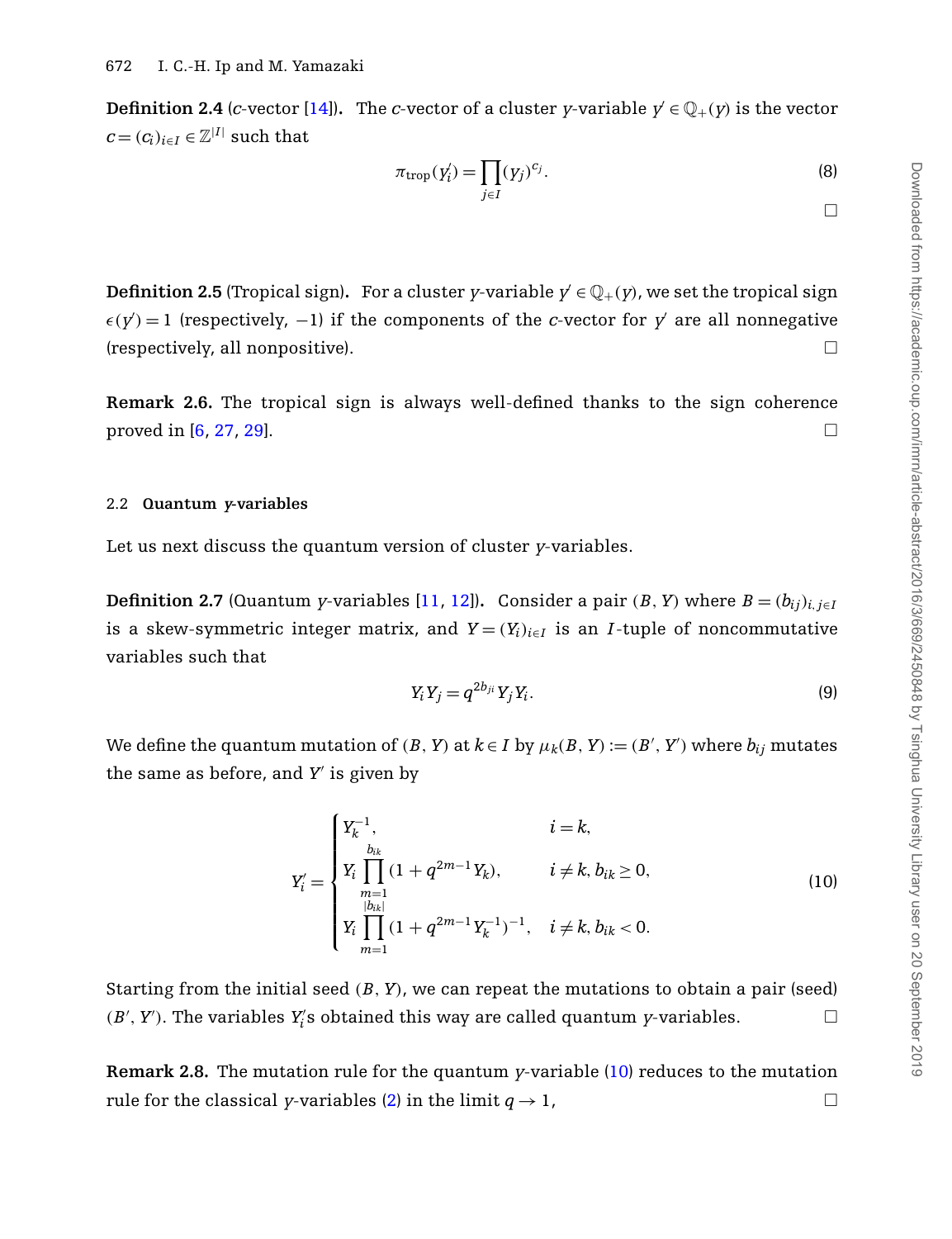**Definition 2.4** ($c$-vector [14]). The $c$-vector of a cluster $y$-variable $y' \in \mathbb{Q}_+(y)$ is the vector $c = (c_i)_{i \in I} \in \mathbb{Z}^{|I|}$ such that

$$\pi_{\text{trop}}(y_i') = \prod_{j \in I} (y_j)^{c_j}. \tag{8}$$

□

**Definition 2.5** (Tropical sign). For a cluster $y$-variable $y' \in \mathbb{Q}_+(y)$, we set the tropical sign $\epsilon(y') = 1$ (respectively, $-1$) if the components of the $c$-vector for $y'$ are all nonnegative (respectively, all nonpositive). □

**Remark 2.6.** The tropical sign is always well-defined thanks to the sign coherence proved in [6, 27, 29]. □

### 2.2 Quantum $y$-variables

Let us next discuss the quantum version of cluster $y$-variables.

**Definition 2.7** (Quantum $y$-variables [11, 12]). Consider a pair $(B, Y)$ where $B = (b_{ij})_{i,j \in I}$ is a skew-symmetric integer matrix, and $Y = (Y_i)_{i \in I}$ is an $I$-tuple of noncommutative variables such that

$$Y_i Y_j = q^{2b_{ji}} Y_j Y_i. \tag{9}$$

We define the quantum mutation of $(B, Y)$ at $k \in I$ by $\mu_k(B, Y) := (B', Y')$ where $b_{ij}$ mutates the same as before, and $Y'$ is given by

$$Y_i' = \begin{cases} Y_k^{-1}, & i = k, \\ Y_i \displaystyle\prod_{m=1}^{b_{ik}} (1 + q^{2m-1} Y_k), & i \neq k, b_{ik} \geq 0, \\ Y_i \displaystyle\prod_{m=1}^{|b_{ik}|} (1 + q^{2m-1} Y_k^{-1})^{-1}, & i \neq k, b_{ik} < 0. \end{cases} \tag{10}$$

Starting from the initial seed $(B, Y)$, we can repeat the mutations to obtain a pair (seed) $(B', Y')$. The variables $Y_i'$s obtained this way are called quantum $y$-variables. □

**Remark 2.8.** The mutation rule for the quantum $y$-variable (10) reduces to the mutation rule for the classical $y$-variables (2) in the limit $q \to 1$, □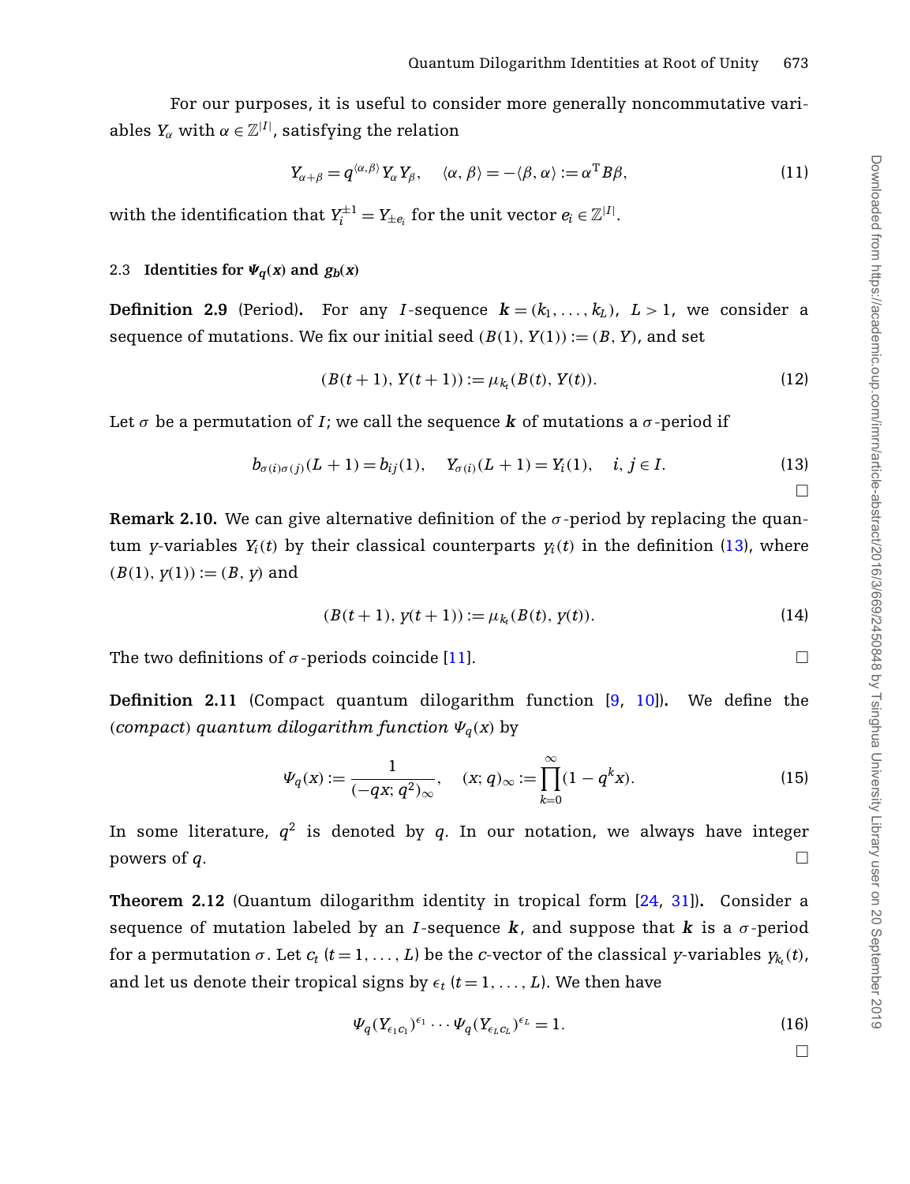For our purposes, it is useful to consider more generally noncommutative variables $Y_\alpha$ with $\alpha \in \mathbb{Z}^{|I|}$, satisfying the relation

$$Y_{\alpha+\beta} = q^{\langle \alpha, \beta \rangle} Y_\alpha Y_\beta, \quad \langle \alpha, \beta \rangle = -\langle \beta, \alpha \rangle := \alpha^{\mathrm{T}} B \beta, \tag{11}$$

with the identification that $Y_i^{\pm 1} = Y_{\pm e_i}$ for the unit vector $e_i \in \mathbb{Z}^{|I|}$.

### 2.3 Identities for $\Psi_q(x)$ and $g_b(x)$

**Definition 2.9** (Period)**.** For any $I$-sequence $\boldsymbol{k} = (k_1, \ldots, k_L)$, $L > 1$, we consider a sequence of mutations. We fix our initial seed $(B(1), Y(1)) := (B, Y)$, and set

$$(B(t+1), Y(t+1)) := \mu_{k_t}(B(t), Y(t)). \tag{12}$$

Let $\sigma$ be a permutation of $I$; we call the sequence $\boldsymbol{k}$ of mutations a $\sigma$-period if

$$b_{\sigma(i)\sigma(j)}(L+1) = b_{ij}(1), \quad Y_{\sigma(i)}(L+1) = Y_i(1), \quad i, j \in I. \tag{13}$$

□

**Remark 2.10.** We can give alternative definition of the $\sigma$-period by replacing the quantum $y$-variables $Y_i(t)$ by their classical counterparts $y_i(t)$ in the definition (13), where $(B(1), y(1)) := (B, y)$ and

$$(B(t+1), y(t+1)) := \mu_{k_t}(B(t), y(t)). \tag{14}$$

The two definitions of $\sigma$-periods coincide [11]. □

**Definition 2.11** (Compact quantum dilogarithm function [9, 10])**.** We define the (*compact*) *quantum dilogarithm function* $\Psi_q(x)$ by

$$\Psi_q(x) := \frac{1}{(-qx; q^2)_\infty}, \quad (x; q)_\infty := \prod_{k=0}^{\infty} (1 - q^k x). \tag{15}$$

In some literature, $q^2$ is denoted by $q$. In our notation, we always have integer powers of $q$. □

**Theorem 2.12** (Quantum dilogarithm identity in tropical form [24, 31])**.** Consider a sequence of mutation labeled by an $I$-sequence $\boldsymbol{k}$, and suppose that $\boldsymbol{k}$ is a $\sigma$-period for a permutation $\sigma$. Let $c_t$ $(t = 1, \ldots, L)$ be the $c$-vector of the classical $y$-variables $y_{k_t}(t)$, and let us denote their tropical signs by $\epsilon_t$ $(t = 1, \ldots, L)$. We then have

$$\Psi_q(Y_{\epsilon_1 c_1})^{\epsilon_1} \cdots \Psi_q(Y_{\epsilon_L c_L})^{\epsilon_L} = 1. \tag{16}$$

□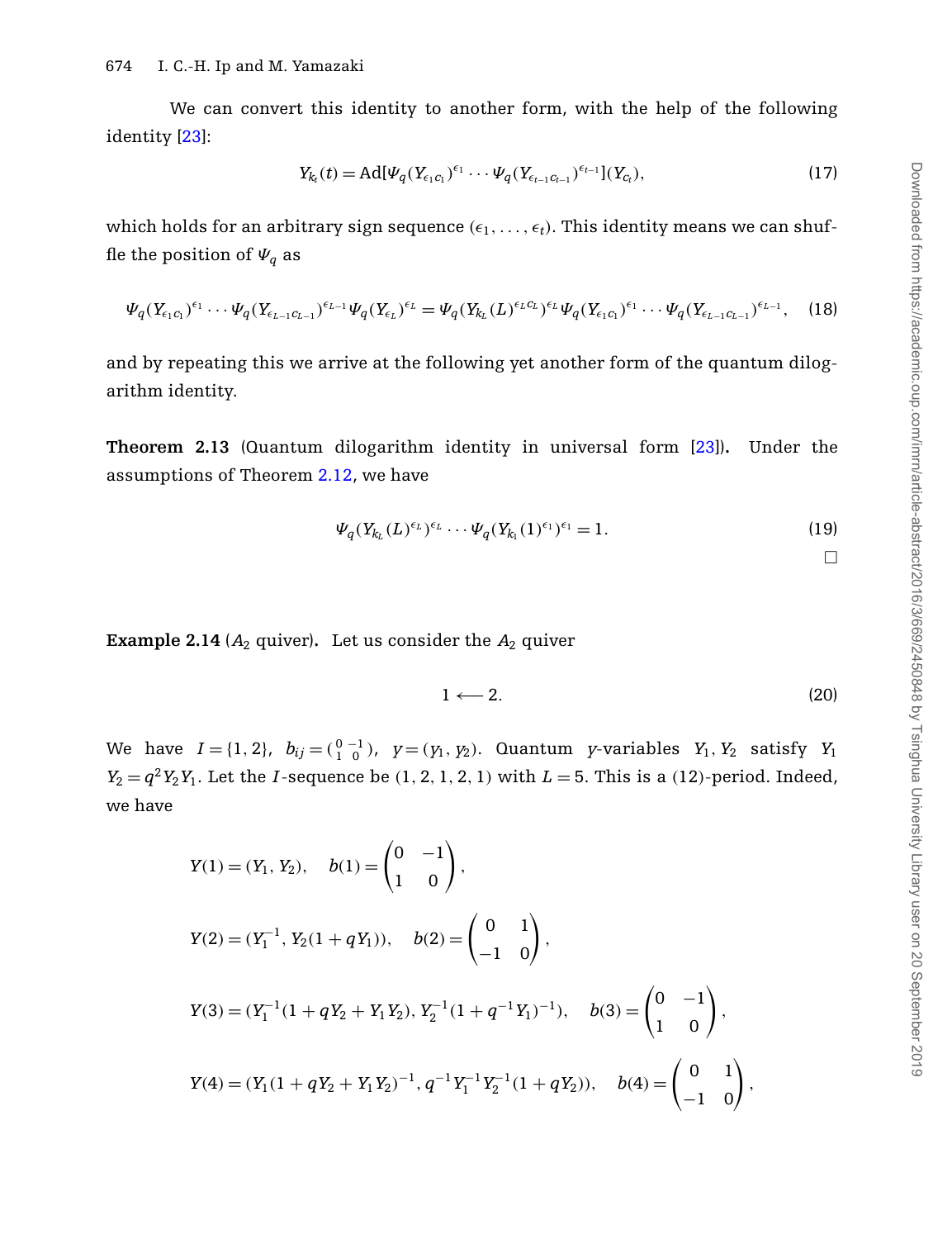We can convert this identity to another form, with the help of the following identity [23]:

$$Y_{k_t}(t) = \mathrm{Ad}[\Psi_q(Y_{\epsilon_1 c_1})^{\epsilon_1} \cdots \Psi_q(Y_{\epsilon_{t-1} c_{t-1}})^{\epsilon_{t-1}}](Y_{c_t}), \tag{17}$$

which holds for an arbitrary sign sequence $(\epsilon_1, \ldots, \epsilon_t)$. This identity means we can shuffle the position of $\Psi_q$ as

$$\Psi_q(Y_{\epsilon_1 c_1})^{\epsilon_1} \cdots \Psi_q(Y_{\epsilon_{L-1} c_{L-1}})^{\epsilon_{L-1}} \Psi_q(Y_{\epsilon_L})^{\epsilon_L} = \Psi_q(Y_{k_L}(L)^{\epsilon_L c_L})^{\epsilon_L} \Psi_q(Y_{\epsilon_1 c_1})^{\epsilon_1} \cdots \Psi_q(Y_{\epsilon_{L-1} c_{L-1}})^{\epsilon_{L-1}}, \tag{18}$$

and by repeating this we arrive at the following yet another form of the quantum dilogarithm identity.

**Theorem 2.13** (Quantum dilogarithm identity in universal form [23]). Under the assumptions of Theorem 2.12, we have

$$\Psi_q(Y_{k_L}(L)^{\epsilon_L})^{\epsilon_L} \cdots \Psi_q(Y_{k_1}(1)^{\epsilon_1})^{\epsilon_1} = 1. \tag{19}$$

□

**Example 2.14** ($A_2$ quiver). Let us consider the $A_2$ quiver

$$1 \longleftarrow 2. \tag{20}$$

We have $I = \{1, 2\}$, $b_{ij} = \begin{pmatrix} 0 & -1 \\ 1 & 0 \end{pmatrix}$, $y = (y_1, y_2)$. Quantum $y$-variables $Y_1, Y_2$ satisfy $Y_1 Y_2 = q^2 Y_2 Y_1$. Let the $I$-sequence be $(1, 2, 1, 2, 1)$ with $L = 5$. This is a (12)-period. Indeed, we have

$$Y(1) = (Y_1, Y_2), \quad b(1) = \begin{pmatrix} 0 & -1 \\ 1 & 0 \end{pmatrix},$$

$$Y(2) = (Y_1^{-1}, Y_2(1 + qY_1)), \quad b(2) = \begin{pmatrix} 0 & 1 \\ -1 & 0 \end{pmatrix},$$

$$Y(3) = (Y_1^{-1}(1 + qY_2 + Y_1 Y_2), Y_2^{-1}(1 + q^{-1} Y_1)^{-1}), \quad b(3) = \begin{pmatrix} 0 & -1 \\ 1 & 0 \end{pmatrix},$$

$$Y(4) = (Y_1(1 + qY_2 + Y_1 Y_2)^{-1}, q^{-1} Y_1^{-1} Y_2^{-1}(1 + qY_2)), \quad b(4) = \begin{pmatrix} 0 & 1 \\ -1 & 0 \end{pmatrix},$$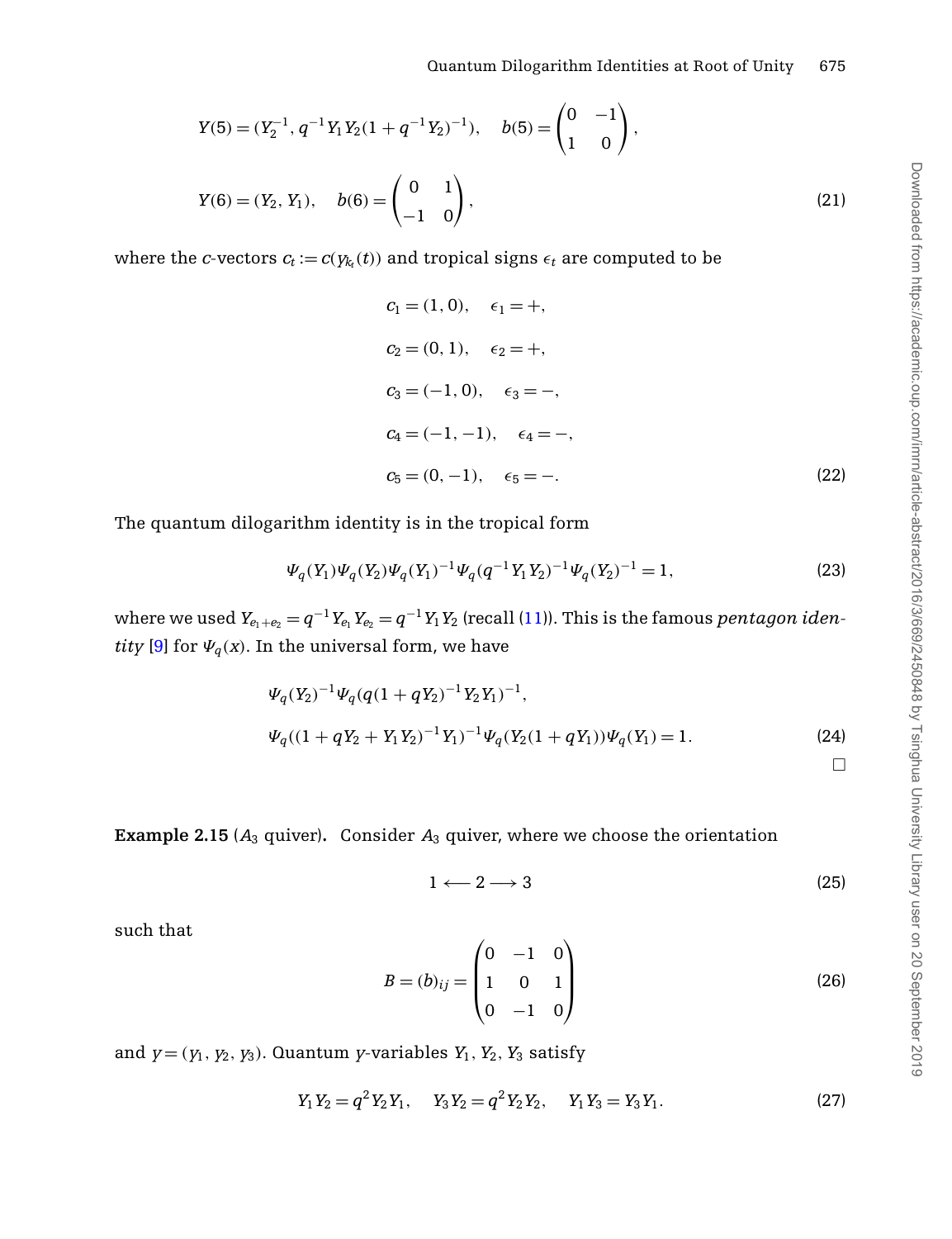$$Y(5) = (Y_2^{-1}, q^{-1}Y_1Y_2(1+q^{-1}Y_2)^{-1}), \quad b(5) = \begin{pmatrix} 0 & -1 \\ 1 & 0 \end{pmatrix},$$

$$Y(6) = (Y_2, Y_1), \quad b(6) = \begin{pmatrix} 0 & 1 \\ -1 & 0 \end{pmatrix}, \tag{21}$$

where the $c$-vectors $c_t := c(y_{k_t}(t))$ and tropical signs $\epsilon_t$ are computed to be

$$\begin{aligned}
c_1 &= (1, 0), \quad \epsilon_1 = +, \\
c_2 &= (0, 1), \quad \epsilon_2 = +, \\
c_3 &= (-1, 0), \quad \epsilon_3 = -, \\
c_4 &= (-1, -1), \quad \epsilon_4 = -, \\
c_5 &= (0, -1), \quad \epsilon_5 = -.
\end{aligned} \tag{22}$$

The quantum dilogarithm identity is in the tropical form

$$\Psi_q(Y_1)\Psi_q(Y_2)\Psi_q(Y_1)^{-1}\Psi_q(q^{-1}Y_1Y_2)^{-1}\Psi_q(Y_2)^{-1} = 1, \tag{23}$$

where we used $Y_{e_1+e_2} = q^{-1}Y_{e_1}Y_{e_2} = q^{-1}Y_1Y_2$ (recall (11)). This is the famous *pentagon identity* [9] for $\Psi_q(x)$. In the universal form, we have

$$\begin{aligned}
&\Psi_q(Y_2)^{-1}\Psi_q(q(1+qY_2)^{-1}Y_2Y_1)^{-1}, \\
&\Psi_q((1+qY_2+Y_1Y_2)^{-1}Y_1)^{-1}\Psi_q(Y_2(1+qY_1))\Psi_q(Y_1) = 1.
\end{aligned} \tag{24}$$

□

**Example 2.15** ($A_3$ quiver)**.** Consider $A_3$ quiver, where we choose the orientation

$$1 \longleftarrow 2 \longrightarrow 3 \tag{25}$$

such that

$$B = (b)_{ij} = \begin{pmatrix} 0 & -1 & 0 \\ 1 & 0 & 1 \\ 0 & -1 & 0 \end{pmatrix} \tag{26}$$

and $y = (y_1, y_2, y_3)$. Quantum $y$-variables $Y_1, Y_2, Y_3$ satisfy

$$Y_1Y_2 = q^2Y_2Y_1, \quad Y_3Y_2 = q^2Y_2Y_2, \quad Y_1Y_3 = Y_3Y_1. \tag{27}$$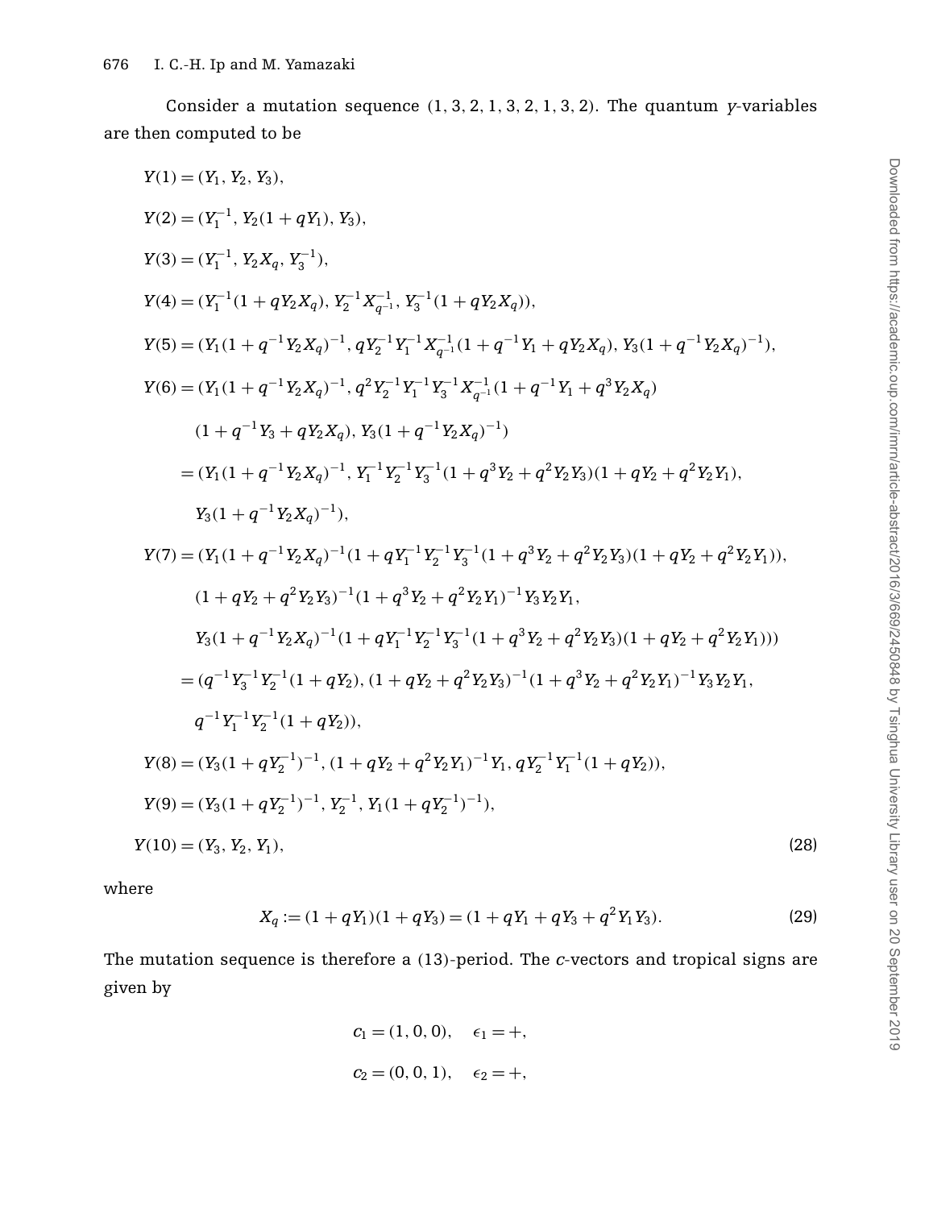Consider a mutation sequence $(1, 3, 2, 1, 3, 2, 1, 3, 2)$. The quantum $y$-variables are then computed to be

$$
\begin{aligned}
Y(1) &= (Y_1, Y_2, Y_3), \\
Y(2) &= (Y_1^{-1}, Y_2(1 + qY_1), Y_3), \\
Y(3) &= (Y_1^{-1}, Y_2 X_q, Y_3^{-1}), \\
Y(4) &= (Y_1^{-1}(1 + qY_2X_q), Y_2^{-1}X_{q^{-1}}^{-1}, Y_3^{-1}(1 + qY_2X_q)), \\
Y(5) &= (Y_1(1 + q^{-1}Y_2X_q)^{-1}, qY_2^{-1}Y_1^{-1}X_{q^{-1}}^{-1}(1 + q^{-1}Y_1 + qY_2X_q), Y_3(1 + q^{-1}Y_2X_q)^{-1}), \\
Y(6) &= (Y_1(1 + q^{-1}Y_2X_q)^{-1}, q^2Y_2^{-1}Y_1^{-1}Y_3^{-1}X_{q^{-1}}^{-1}(1 + q^{-1}Y_1 + q^3Y_2X_q) \\
&\qquad (1 + q^{-1}Y_3 + qY_2X_q), Y_3(1 + q^{-1}Y_2X_q)^{-1}) \\
&= (Y_1(1 + q^{-1}Y_2X_q)^{-1}, Y_1^{-1}Y_2^{-1}Y_3^{-1}(1 + q^3Y_2 + q^2Y_2Y_3)(1 + qY_2 + q^2Y_2Y_1), \\
&\qquad Y_3(1 + q^{-1}Y_2X_q)^{-1}), \\
Y(7) &= (Y_1(1 + q^{-1}Y_2X_q)^{-1}(1 + qY_1^{-1}Y_2^{-1}Y_3^{-1}(1 + q^3Y_2 + q^2Y_2Y_3)(1 + qY_2 + q^2Y_2Y_1)), \\
&\qquad (1 + qY_2 + q^2Y_2Y_3)^{-1}(1 + q^3Y_2 + q^2Y_2Y_1)^{-1}Y_3Y_2Y_1, \\
&\qquad Y_3(1 + q^{-1}Y_2X_q)^{-1}(1 + qY_1^{-1}Y_2^{-1}Y_3^{-1}(1 + q^3Y_2 + q^2Y_2Y_3)(1 + qY_2 + q^2Y_2Y_1))) \\
&= (q^{-1}Y_3^{-1}Y_2^{-1}(1 + qY_2), (1 + qY_2 + q^2Y_2Y_3)^{-1}(1 + q^3Y_2 + q^2Y_2Y_1)^{-1}Y_3Y_2Y_1, \\
&\qquad q^{-1}Y_1^{-1}Y_2^{-1}(1 + qY_2)), \\
Y(8) &= (Y_3(1 + qY_2^{-1})^{-1}, (1 + qY_2 + q^2Y_2Y_1)^{-1}Y_1, qY_2^{-1}Y_1^{-1}(1 + qY_2)), \\
Y(9) &= (Y_3(1 + qY_2^{-1})^{-1}, Y_2^{-1}, Y_1(1 + qY_2^{-1})^{-1}), \\
Y(10) &= (Y_3, Y_2, Y_1),
\end{aligned} \tag{28}
$$

where

$$
X_q := (1 + qY_1)(1 + qY_3) = (1 + qY_1 + qY_3 + q^2Y_1Y_3). \tag{29}
$$

The mutation sequence is therefore a (13)-period. The $c$-vectors and tropical signs are given by

$$
c_1 = (1, 0, 0), \quad \epsilon_1 = +,
$$

$$
c_2 = (0, 0, 1), \quad \epsilon_2 = +,
$$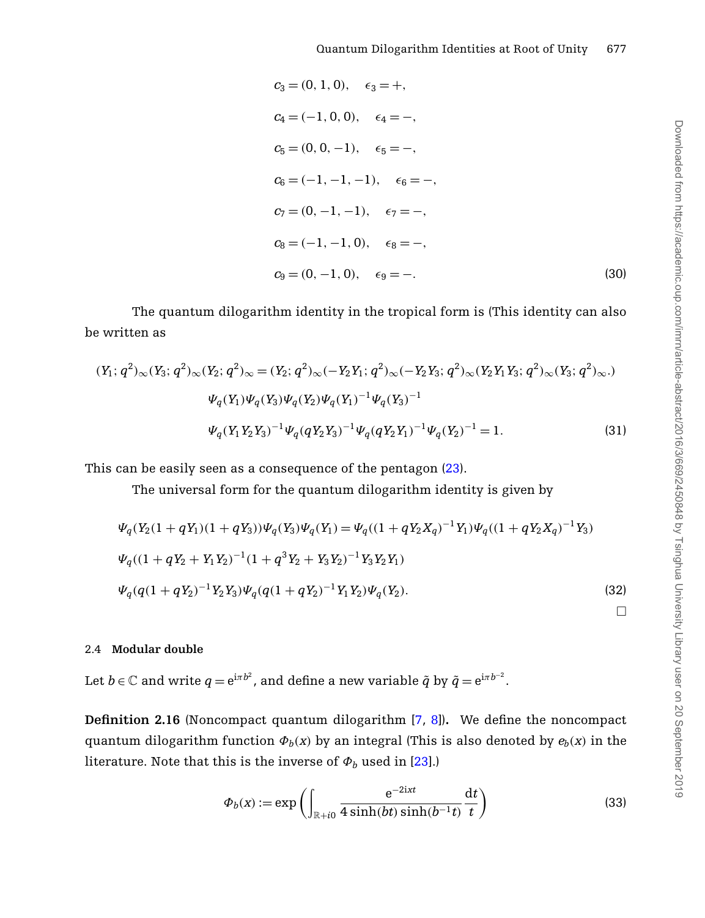$$
\begin{aligned}
c_3 &= (0,1,0), \quad \epsilon_3 = +,\\
c_4 &= (-1,0,0), \quad \epsilon_4 = -,\\
c_5 &= (0,0,-1), \quad \epsilon_5 = -,\\
c_6 &= (-1,-1,-1), \quad \epsilon_6 = -,\\
c_7 &= (0,-1,-1), \quad \epsilon_7 = -,\\
c_8 &= (-1,-1,0), \quad \epsilon_8 = -,\\
c_9 &= (0,-1,0), \quad \epsilon_9 = -.
\end{aligned}
\tag{30}
$$

The quantum dilogarithm identity in the tropical form is (This identity can also be written as

$$
(Y_1;q^2)_\infty (Y_3;q^2)_\infty (Y_2;q^2)_\infty = (Y_2;q^2)_\infty (-Y_2Y_1;q^2)_\infty (-Y_2Y_3;q^2)_\infty (Y_2Y_1Y_3;q^2)_\infty (Y_3;q^2)_\infty.)
$$

$$
\begin{aligned}
&\Psi_q(Y_1)\Psi_q(Y_3)\Psi_q(Y_2)\Psi_q(Y_1)^{-1}\Psi_q(Y_3)^{-1}\\
&\Psi_q(Y_1Y_2Y_3)^{-1}\Psi_q(qY_2Y_3)^{-1}\Psi_q(qY_2Y_1)^{-1}\Psi_q(Y_2)^{-1} = 1.
\end{aligned}
\tag{31}
$$

This can be easily seen as a consequence of the pentagon (23).

The universal form for the quantum dilogarithm identity is given by

$$
\begin{aligned}
&\Psi_q(Y_2(1+qY_1)(1+qY_3))\Psi_q(Y_3)\Psi_q(Y_1) = \Psi_q((1+qY_2X_q)^{-1}Y_1)\Psi_q((1+qY_2X_q)^{-1}Y_3)\\
&\Psi_q((1+qY_2+Y_1Y_2)^{-1}(1+q^3Y_2+Y_3Y_2)^{-1}Y_3Y_2Y_1)\\
&\Psi_q(q(1+qY_2)^{-1}Y_2Y_3)\Psi_q(q(1+qY_2)^{-1}Y_1Y_2)\Psi_q(Y_2).
\end{aligned}
\tag{32}
$$

□

### 2.4 Modular double

Let $b \in \mathbb{C}$ and write $q = e^{i\pi b^2}$, and define a new variable $\tilde{q}$ by $\tilde{q} = e^{i\pi b^{-2}}$.

**Definition 2.16** (Noncompact quantum dilogarithm [7, 8]). We define the noncompact quantum dilogarithm function $\Phi_b(x)$ by an integral (This is also denoted by $e_b(x)$ in the literature. Note that this is the inverse of $\Phi_b$ used in [23].)

$$
\Phi_b(x) := \exp\left(\int_{\mathbb{R}+i0} \frac{e^{-2ixt}}{4\sinh(bt)\sinh(b^{-1}t)}\frac{dt}{t}\right)
\tag{33}
$$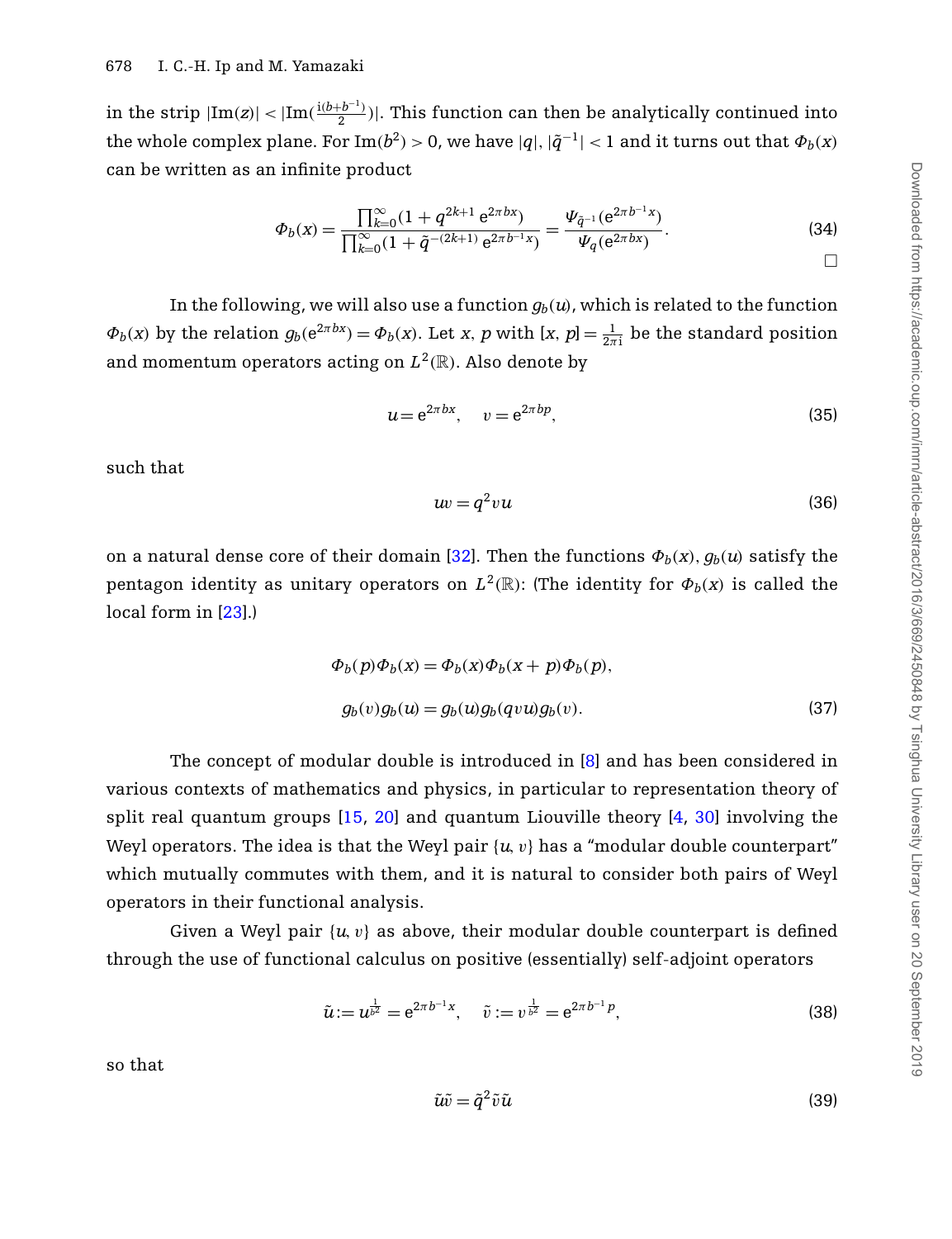in the strip $|\mathrm{Im}(z)| < |\mathrm{Im}(\frac{\mathrm{i}(b+b^{-1})}{2})|$. This function can then be analytically continued into the whole complex plane. For $\mathrm{Im}(b^2) > 0$, we have $|q|, |\tilde{q}^{-1}| < 1$ and it turns out that $\Phi_b(x)$ can be written as an infinite product

$$\Phi_b(x) = \frac{\prod_{k=0}^{\infty}(1 + q^{2k+1}\, \mathrm{e}^{2\pi bx})}{\prod_{k=0}^{\infty}(1 + \tilde{q}^{-(2k+1)}\, \mathrm{e}^{2\pi b^{-1}x})} = \frac{\Psi_{\tilde{q}^{-1}}(\mathrm{e}^{2\pi b^{-1}x})}{\Psi_q(\mathrm{e}^{2\pi bx})}. \tag{34}$$

□

In the following, we will also use a function $g_b(u)$, which is related to the function $\Phi_b(x)$ by the relation $g_b(\mathrm{e}^{2\pi bx}) = \Phi_b(x)$. Let $x$, $p$ with $[x, p] = \frac{1}{2\pi \mathrm{i}}$ be the standard position and momentum operators acting on $L^2(\mathbb{R})$. Also denote by

$$u = \mathrm{e}^{2\pi bx}, \quad v = \mathrm{e}^{2\pi bp}, \tag{35}$$

such that

$$uv = q^2 vu \tag{36}$$

on a natural dense core of their domain [32]. Then the functions $\Phi_b(x)$, $g_b(u)$ satisfy the pentagon identity as unitary operators on $L^2(\mathbb{R})$: (The identity for $\Phi_b(x)$ is called the local form in [23].)

$$\begin{aligned}
\Phi_b(p)\Phi_b(x) &= \Phi_b(x)\Phi_b(x+p)\Phi_b(p), \\
g_b(v)g_b(u) &= g_b(u)g_b(qvu)g_b(v).
\end{aligned} \tag{37}$$

The concept of modular double is introduced in [8] and has been considered in various contexts of mathematics and physics, in particular to representation theory of split real quantum groups [15, 20] and quantum Liouville theory [4, 30] involving the Weyl operators. The idea is that the Weyl pair $\{u, v\}$ has a "modular double counterpart" which mutually commutes with them, and it is natural to consider both pairs of Weyl operators in their functional analysis.

Given a Weyl pair $\{u, v\}$ as above, their modular double counterpart is defined through the use of functional calculus on positive (essentially) self-adjoint operators

$$\tilde{u} := u^{\frac{1}{b^2}} = \mathrm{e}^{2\pi b^{-1}x}, \quad \tilde{v} := v^{\frac{1}{b^2}} = \mathrm{e}^{2\pi b^{-1}p}, \tag{38}$$

so that

$$\tilde{u}\tilde{v} = \tilde{q}^2 \tilde{v}\tilde{u} \tag{39}$$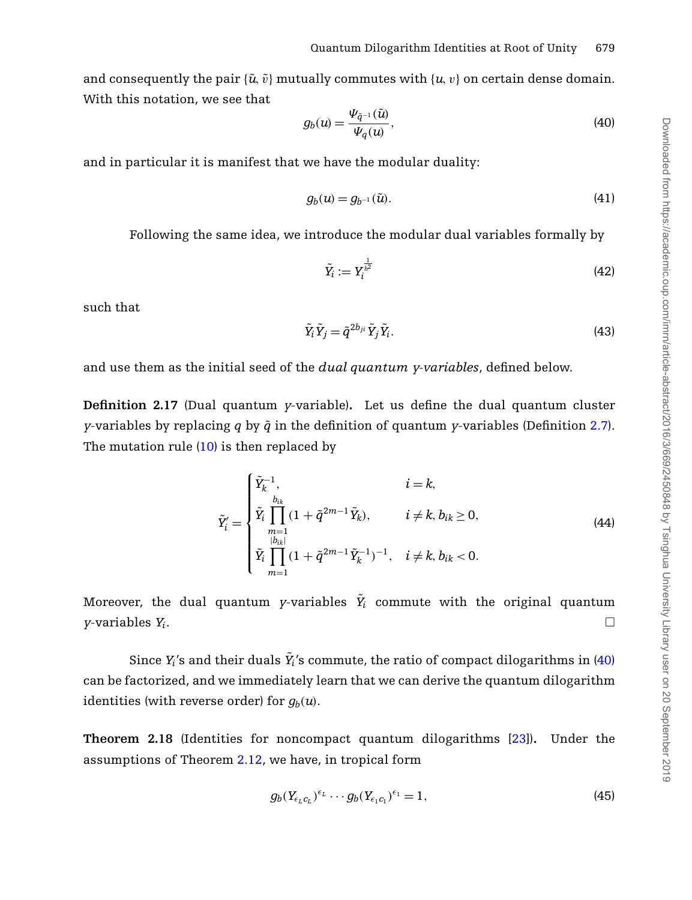and consequently the pair $\{\tilde{u}, \tilde{v}\}$ mutually commutes with $\{u, v\}$ on certain dense domain. With this notation, we see that

$$g_b(u) = \frac{\Psi_{\tilde{q}^{-1}}(\tilde{u})}{\Psi_q(u)}, \tag{40}$$

and in particular it is manifest that we have the modular duality:

$$g_b(u) = g_{b^{-1}}(\tilde{u}). \tag{41}$$

Following the same idea, we introduce the modular dual variables formally by

$$\tilde{Y}_i := Y_i^{\frac{1}{b^2}} \tag{42}$$

such that

$$\tilde{Y}_i \tilde{Y}_j = \tilde{q}^{2b_{ji}} \tilde{Y}_j \tilde{Y}_i. \tag{43}$$

and use them as the initial seed of the *dual quantum y-variables*, defined below.

**Definition 2.17** (Dual quantum $y$-variable)**.** Let us define the dual quantum cluster $y$-variables by replacing $q$ by $\tilde{q}$ in the definition of quantum $y$-variables (Definition 2.7). The mutation rule (10) is then replaced by

$$\tilde{Y}_i' = \begin{cases} \tilde{Y}_k^{-1}, & i = k, \\ \tilde{Y}_i \displaystyle\prod_{m=1}^{b_{ik}} (1 + \tilde{q}^{2m-1} \tilde{Y}_k), & i \neq k, b_{ik} \geq 0, \\ \tilde{Y}_i \displaystyle\prod_{m=1}^{|b_{ik}|} (1 + \tilde{q}^{2m-1} \tilde{Y}_k^{-1})^{-1}, & i \neq k, b_{ik} < 0. \end{cases} \tag{44}$$

Moreover, the dual quantum $y$-variables $\tilde{Y}_i$ commute with the original quantum $y$-variables $Y_i$. □

Since $Y_i$'s and their duals $\tilde{Y}_i$'s commute, the ratio of compact dilogarithms in (40) can be factorized, and we immediately learn that we can derive the quantum dilogarithm identities (with reverse order) for $g_b(u)$.

**Theorem 2.18** (Identities for noncompact quantum dilogarithms [23])**.** Under the assumptions of Theorem 2.12, we have, in tropical form

$$g_b(Y_{\epsilon_L c_L})^{\epsilon_L} \cdots g_b(Y_{\epsilon_1 c_1})^{\epsilon_1} = 1, \tag{45}$$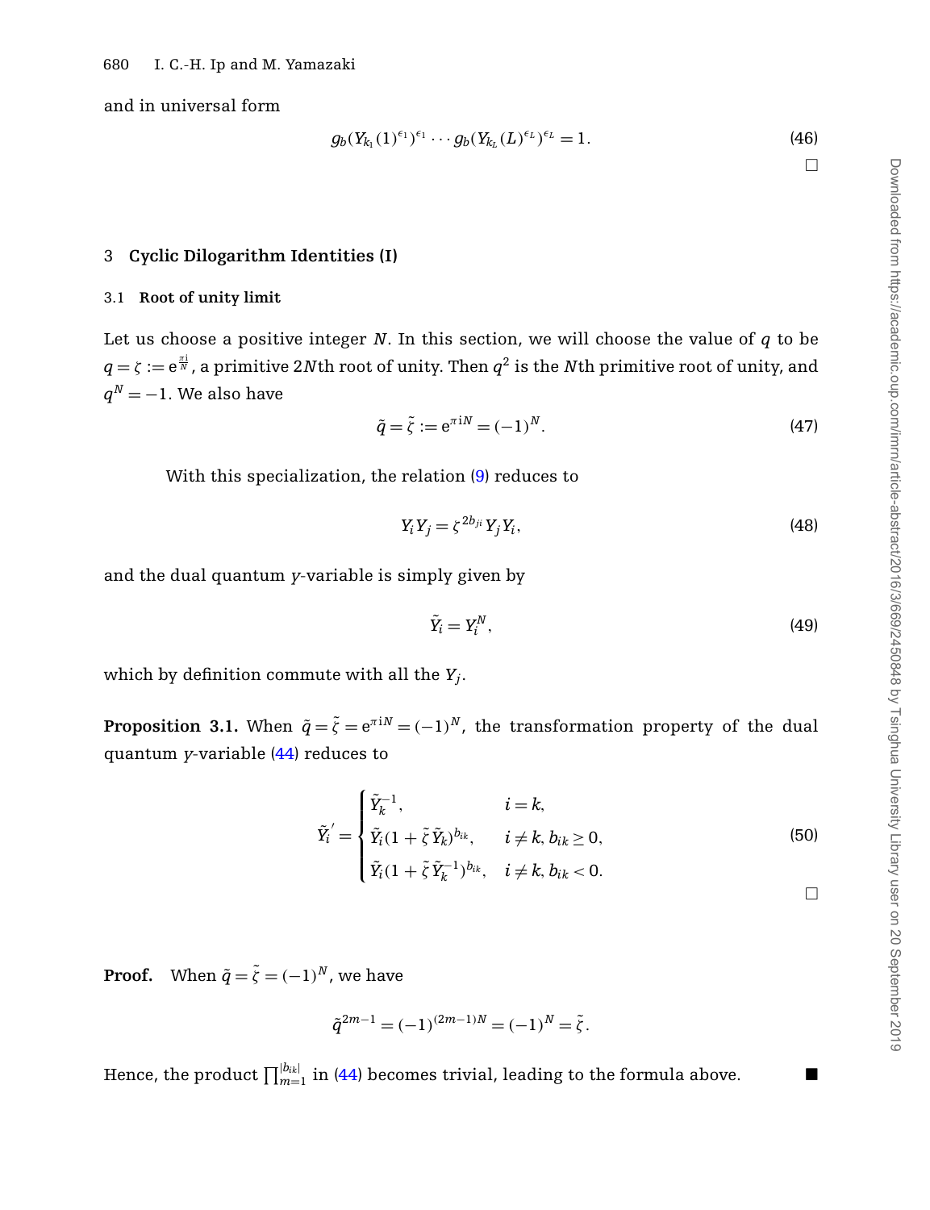and in universal form

$$g_b(Y_{k_1}(1)^{\epsilon_1})^{\epsilon_1} \cdots g_b(Y_{k_L}(L)^{\epsilon_L})^{\epsilon_L} = 1. \tag{46}$$

□

## 3 Cyclic Dilogarithm Identities (I)

### 3.1 Root of unity limit

Let us choose a positive integer $N$. In this section, we will choose the value of $q$ to be $q = \zeta := e^{\frac{\pi i}{N}}$, a primitive $2N$th root of unity. Then $q^2$ is the $N$th primitive root of unity, and $q^N = -1$. We also have

$$\tilde{q} = \tilde{\zeta} := e^{\pi i N} = (-1)^N. \tag{47}$$

With this specialization, the relation (9) reduces to

$$Y_i Y_j = \zeta^{2b_{ji}} Y_j Y_i, \tag{48}$$

and the dual quantum $y$-variable is simply given by

$$\tilde{Y}_i = Y_i^N, \tag{49}$$

which by definition commute with all the $Y_j$.

**Proposition 3.1.** When $\tilde{q} = \tilde{\zeta} = e^{\pi i N} = (-1)^N$, the transformation property of the dual quantum $y$-variable (44) reduces to

$$\tilde{Y}_i{}' = \begin{cases} \tilde{Y}_k^{-1}, & i = k, \\ \tilde{Y}_i(1 + \tilde{\zeta}\,\tilde{Y}_k)^{b_{ik}}, & i \neq k, b_{ik} \geq 0, \\ \tilde{Y}_i(1 + \tilde{\zeta}\,\tilde{Y}_k^{-1})^{b_{ik}}, & i \neq k, b_{ik} < 0. \end{cases} \tag{50}$$

□

**Proof.** When $\tilde{q} = \tilde{\zeta} = (-1)^N$, we have

$$\tilde{q}^{2m-1} = (-1)^{(2m-1)N} = (-1)^N = \tilde{\zeta}.$$

Hence, the product $\prod_{m=1}^{|b_{ik}|}$ in (44) becomes trivial, leading to the formula above. ■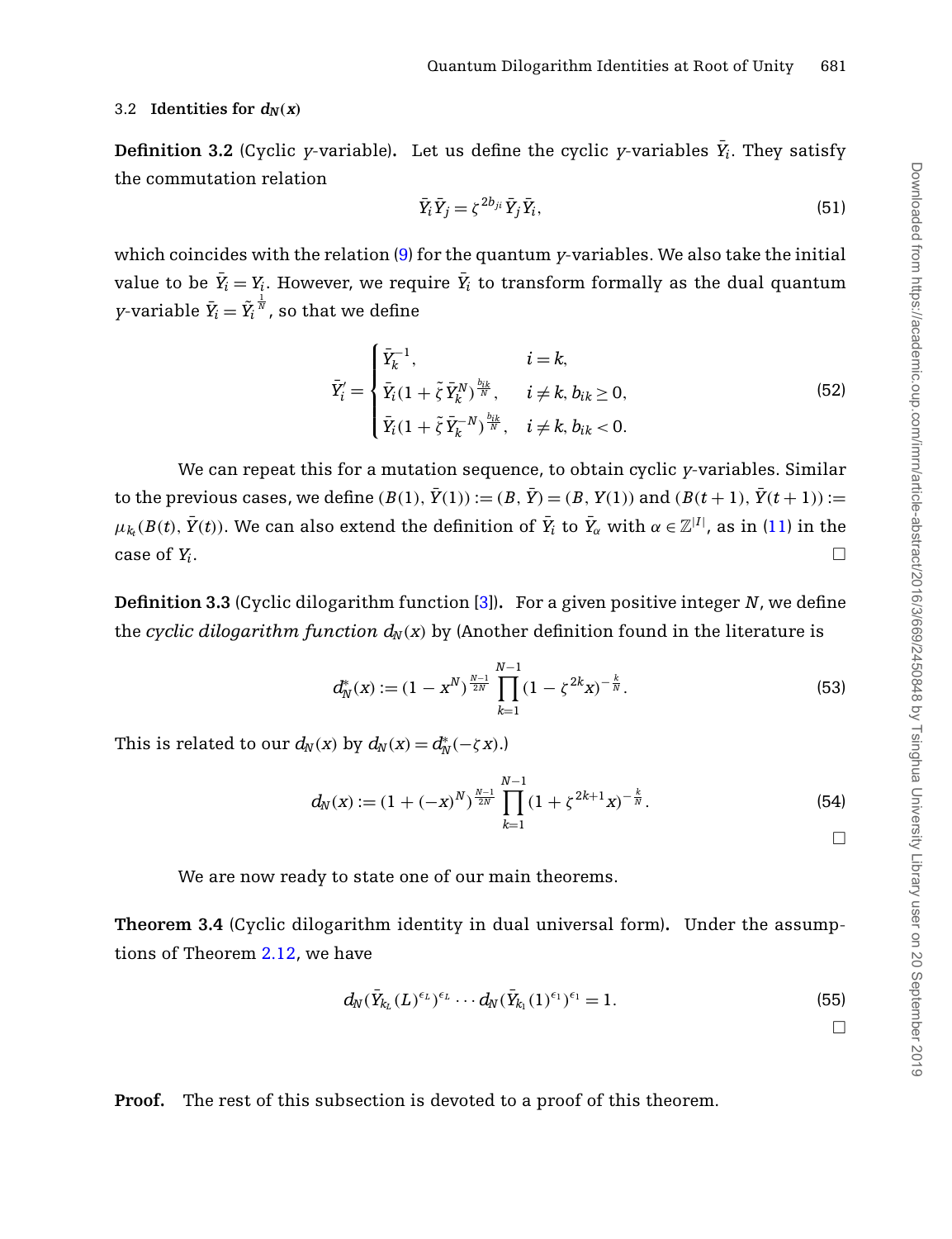### 3.2 Identities for $d_N(x)$

**Definition 3.2** (Cyclic $y$-variable)**.** Let us define the cyclic $y$-variables $\bar{Y}_i$. They satisfy the commutation relation

$$\bar{Y}_i \bar{Y}_j = \zeta^{2b_{ji}} \bar{Y}_j \bar{Y}_i, \tag{51}$$

which coincides with the relation (9) for the quantum $y$-variables. We also take the initial value to be $\bar{Y}_i = Y_i$. However, we require $\bar{Y}_i$ to transform formally as the dual quantum $y$-variable $\bar{Y}_i = \tilde{Y}_i^{\frac{1}{N}}$, so that we define

$$\bar{Y}'_i = \begin{cases} \bar{Y}_k^{-1}, & i = k, \\ \bar{Y}_i (1 + \tilde{\zeta}\, \bar{Y}_k^N)^{\frac{b_{ik}}{N}}, & i \neq k, b_{ik} \geq 0, \\ \bar{Y}_i (1 + \tilde{\zeta}\, \bar{Y}_k^{-N})^{\frac{b_{ik}}{N}}, & i \neq k, b_{ik} < 0. \end{cases} \tag{52}$$

We can repeat this for a mutation sequence, to obtain cyclic $y$-variables. Similar to the previous cases, we define $(B(1), \bar{Y}(1)) := (B, \bar{Y}) = (B, Y(1))$ and $(B(t+1), \bar{Y}(t+1)) := \mu_{k_t}(B(t), \bar{Y}(t))$. We can also extend the definition of $\bar{Y}_i$ to $\bar{Y}_\alpha$ with $\alpha \in \mathbb{Z}^{|I|}$, as in (11) in the case of $Y_i$. □

**Definition 3.3** (Cyclic dilogarithm function [3])**.** For a given positive integer $N$, we define the *cyclic dilogarithm function* $d_N(x)$ by (Another definition found in the literature is

$$d_N^*(x) := (1 - x^N)^{\frac{N-1}{2N}} \prod_{k=1}^{N-1} (1 - \zeta^{2k} x)^{-\frac{k}{N}}. \tag{53}$$

This is related to our $d_N(x)$ by $d_N(x) = d_N^*(-\zeta x)$.)

$$d_N(x) := (1 + (-x)^N)^{\frac{N-1}{2N}} \prod_{k=1}^{N-1} (1 + \zeta^{2k+1} x)^{-\frac{k}{N}}. \tag{54}$$

□

We are now ready to state one of our main theorems.

**Theorem 3.4** (Cyclic dilogarithm identity in dual universal form)**.** Under the assumptions of Theorem 2.12, we have

$$d_N(\bar{Y}_{k_L}(L)^{\epsilon_L})^{\epsilon_L} \cdots d_N(\bar{Y}_{k_1}(1)^{\epsilon_1})^{\epsilon_1} = 1. \tag{55}$$

□

**Proof.** The rest of this subsection is devoted to a proof of this theorem.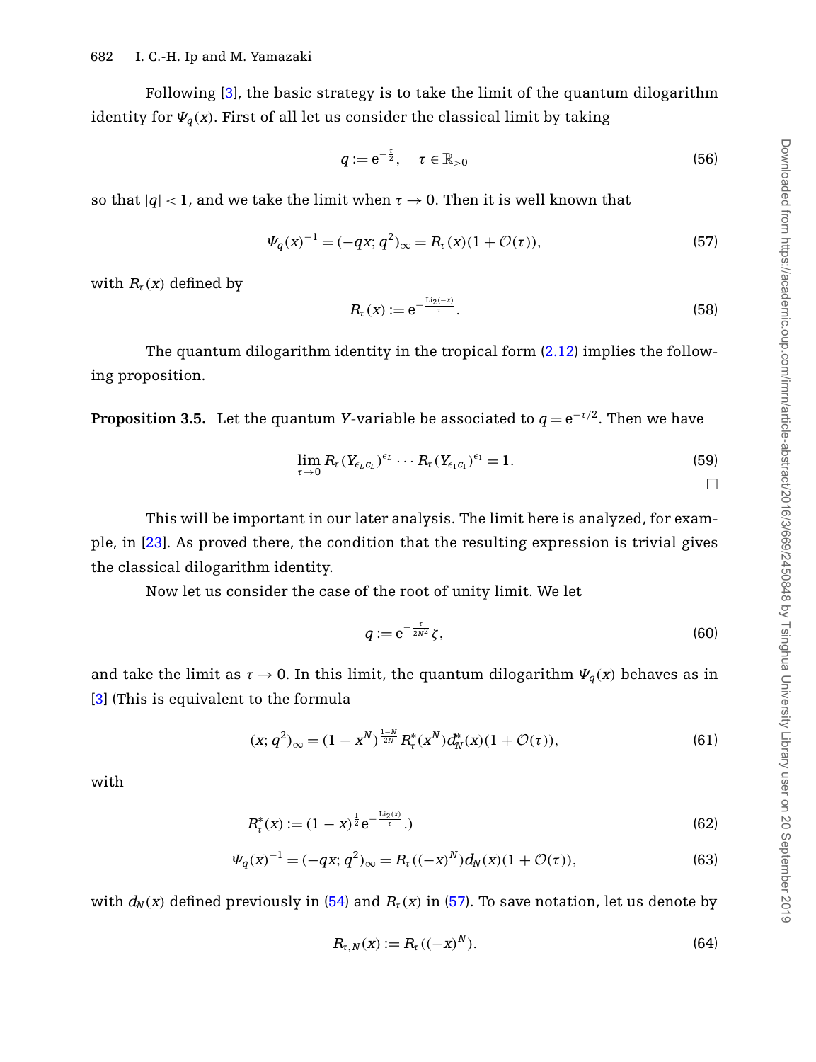Following [3], the basic strategy is to take the limit of the quantum dilogarithm identity for $\Psi_q(x)$. First of all let us consider the classical limit by taking

$$q := \mathrm{e}^{-\frac{\tau}{2}}, \quad \tau \in \mathbb{R}_{>0} \tag{56}$$

so that $|q| < 1$, and we take the limit when $\tau \to 0$. Then it is well known that

$$\Psi_q(x)^{-1} = (-qx; q^2)_\infty = R_\tau(x)(1 + \mathcal{O}(\tau)), \tag{57}$$

with $R_\tau(x)$ defined by

$$R_\tau(x) := \mathrm{e}^{-\frac{\mathrm{Li}_2(-x)}{\tau}}. \tag{58}$$

The quantum dilogarithm identity in the tropical form (2.12) implies the following proposition.

**Proposition 3.5.** Let the quantum $Y$-variable be associated to $q = \mathrm{e}^{-\tau/2}$. Then we have

$$\lim_{\tau \to 0} R_\tau(Y_{\epsilon_L c_L})^{\epsilon_L} \cdots R_\tau(Y_{\epsilon_1 c_1})^{\epsilon_1} = 1. \tag{59}$$

□

This will be important in our later analysis. The limit here is analyzed, for example, in [23]. As proved there, the condition that the resulting expression is trivial gives the classical dilogarithm identity.

Now let us consider the case of the root of unity limit. We let

$$q := \mathrm{e}^{-\frac{\tau}{2N^2}} \zeta, \tag{60}$$

and take the limit as $\tau \to 0$. In this limit, the quantum dilogarithm $\Psi_q(x)$ behaves as in [3] (This is equivalent to the formula

$$(x; q^2)_\infty = (1 - x^N)^{\frac{1-N}{2N}} R^*_\tau(x^N) d^*_N(x)(1 + \mathcal{O}(\tau)), \tag{61}$$

with

$$R^*_\tau(x) := (1 - x)^{\frac{1}{2}} \mathrm{e}^{-\frac{\mathrm{Li}_2(x)}{\tau}}.) \tag{62}$$

$$\Psi_q(x)^{-1} = (-qx; q^2)_\infty = R_\tau((-x)^N) d_N(x)(1 + \mathcal{O}(\tau)), \tag{63}$$

with $d_N(x)$ defined previously in (54) and $R_\tau(x)$ in (57). To save notation, let us denote by

$$R_{\tau,N}(x) := R_\tau((-x)^N). \tag{64}$$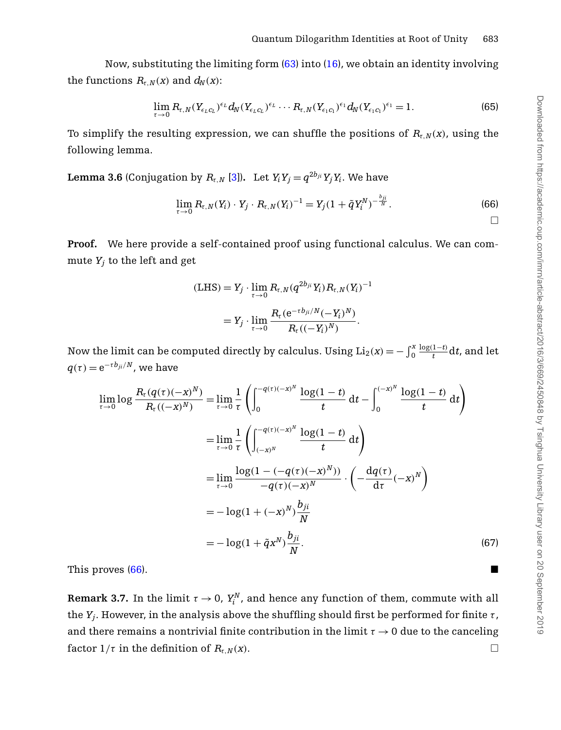Now, substituting the limiting form (63) into (16), we obtain an identity involving the functions $R_{\tau,N}(x)$ and $d_N(x)$:

$$\lim_{\tau\to 0} R_{\tau,N}(Y_{\epsilon_L c_L})^{\epsilon_L} d_N(Y_{\epsilon_L c_L})^{\epsilon_L} \cdots R_{\tau,N}(Y_{\epsilon_1 c_1})^{\epsilon_1} d_N(Y_{\epsilon_1 c_1})^{\epsilon_1} = 1. \tag{65}$$

To simplify the resulting expression, we can shuffle the positions of $R_{\tau,N}(x)$, using the following lemma.

**Lemma 3.6** (Conjugation by $R_{\tau,N}$ [3]). Let $Y_i Y_j = q^{2b_{ji}} Y_j Y_i$. We have

$$\lim_{\tau\to 0} R_{\tau,N}(Y_i) \cdot Y_j \cdot R_{\tau,N}(Y_i)^{-1} = Y_j (1 + \tilde{q} Y_i^N)^{-\frac{b_{ji}}{N}}. \tag{66}$$

□

**Proof.** We here provide a self-contained proof using functional calculus. We can commute $Y_j$ to the left and get

$$\begin{aligned}
\text{(LHS)} &= Y_j \cdot \lim_{\tau\to 0} R_{\tau,N}(q^{2b_{ji}} Y_i) R_{\tau,N}(Y_i)^{-1} \\
&= Y_j \cdot \lim_{\tau\to 0} \frac{R_\tau(\mathrm{e}^{-\tau b_{ji}/N}(-Y_i)^N)}{R_\tau((-Y_i)^N)}.
\end{aligned}$$

Now the limit can be computed directly by calculus. Using $\mathrm{Li}_2(x) = -\int_0^x \frac{\log(1-t)}{t}\mathrm{d}t$, and let $q(\tau) = \mathrm{e}^{-\tau b_{ji}/N}$, we have

$$\begin{aligned}
\lim_{\tau\to 0} \log \frac{R_\tau(q(\tau)(-x)^N)}{R_\tau((-x)^N)} &= \lim_{\tau\to 0} \frac{1}{\tau}\left(\int_0^{-q(\tau)(-x)^N} \frac{\log(1-t)}{t}\,\mathrm{d}t - \int_0^{(-x)^N} \frac{\log(1-t)}{t}\,\mathrm{d}t\right) \\
&= \lim_{\tau\to 0} \frac{1}{\tau}\left(\int_{(-x)^N}^{-q(\tau)(-x)^N} \frac{\log(1-t)}{t}\,\mathrm{d}t\right) \\
&= \lim_{\tau\to 0} \frac{\log(1-(-q(\tau)(-x)^N))}{-q(\tau)(-x)^N} \cdot \left(-\frac{\mathrm{d}q(\tau)}{\mathrm{d}\tau}(-x)^N\right) \\
&= -\log(1+(-x)^N)\frac{b_{ji}}{N} \\
&= -\log(1+\tilde{q}x^N)\frac{b_{ji}}{N}.
\end{aligned} \tag{67}$$

This proves (66). ■

**Remark 3.7.** In the limit $\tau \to 0$, $Y_i^N$, and hence any function of them, commute with all the $Y_j$. However, in the analysis above the shuffling should first be performed for finite $\tau$, and there remains a nontrivial finite contribution in the limit $\tau \to 0$ due to the canceling factor $1/\tau$ in the definition of $R_{\tau,N}(x)$. □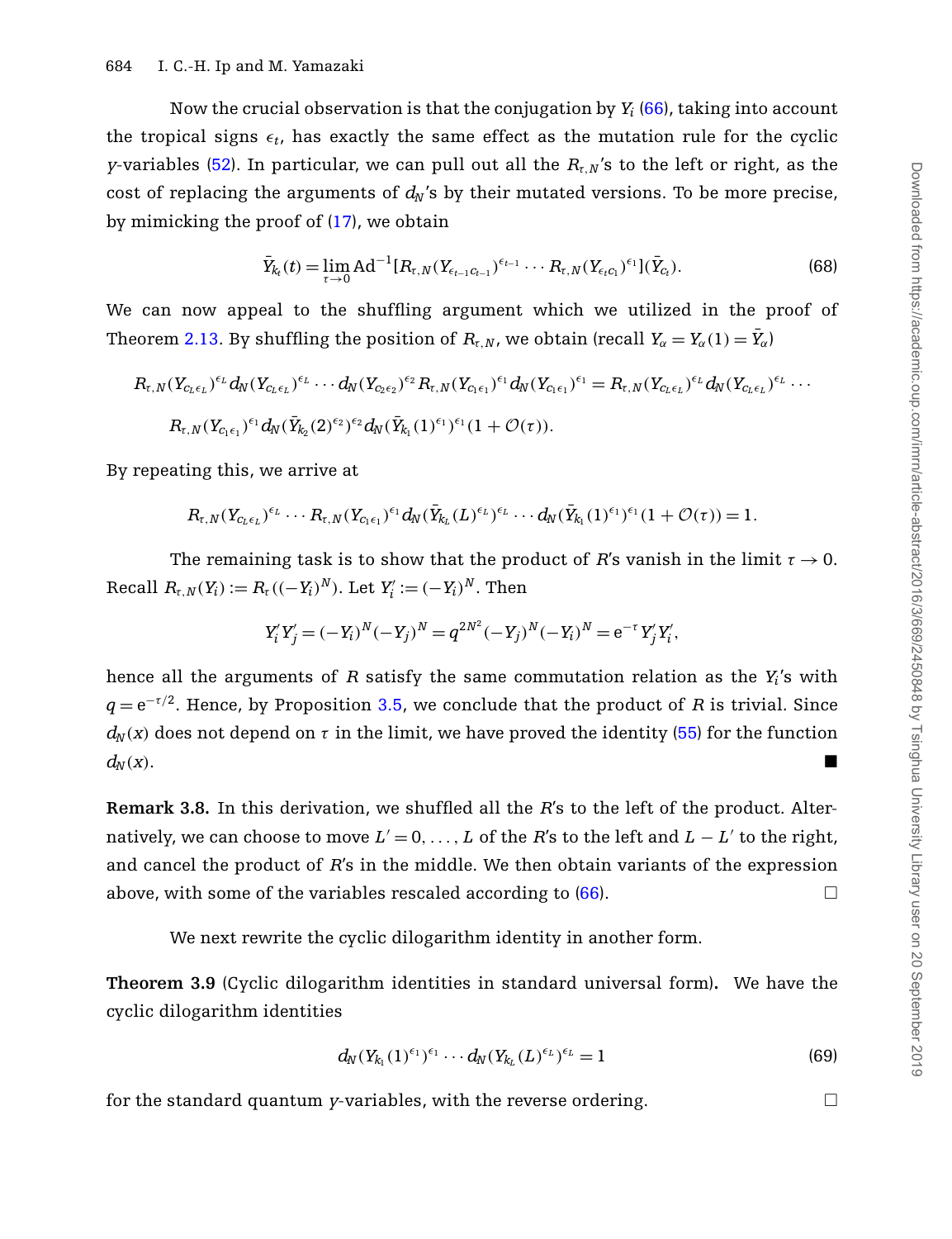Now the crucial observation is that the conjugation by $Y_i$ (66), taking into account the tropical signs $\epsilon_t$, has exactly the same effect as the mutation rule for the cyclic $y$-variables (52). In particular, we can pull out all the $R_{\tau,N}$'s to the left or right, as the cost of replacing the arguments of $d_N$'s by their mutated versions. To be more precise, by mimicking the proof of (17), we obtain

$$\bar{Y}_{k_t}(t) = \lim_{\tau\to 0} \mathrm{Ad}^{-1}[R_{\tau,N}(Y_{\epsilon_{t-1}c_{t-1}})^{\epsilon_{t-1}} \cdots R_{\tau,N}(Y_{\epsilon_t c_1})^{\epsilon_1}](\bar{Y}_{c_t}). \tag{68}$$

We can now appeal to the shuffling argument which we utilized in the proof of Theorem 2.13. By shuffling the position of $R_{\tau,N}$, we obtain (recall $Y_\alpha = Y_\alpha(1) = \bar{Y}_\alpha$)

$$\begin{aligned}
&R_{\tau,N}(Y_{c_L\epsilon_L})^{\epsilon_L} d_N(Y_{c_L\epsilon_L})^{\epsilon_L} \cdots d_N(Y_{c_2\epsilon_2})^{\epsilon_2} R_{\tau,N}(Y_{c_1\epsilon_1})^{\epsilon_1} d_N(Y_{c_1\epsilon_1})^{\epsilon_1} = R_{\tau,N}(Y_{c_L\epsilon_L})^{\epsilon_L} d_N(Y_{c_L\epsilon_L})^{\epsilon_L} \cdots \\
&\quad R_{\tau,N}(Y_{c_1\epsilon_1})^{\epsilon_1} d_N(\bar{Y}_{k_2}(2)^{\epsilon_2})^{\epsilon_2} d_N(\bar{Y}_{k_1}(1)^{\epsilon_1})^{\epsilon_1}(1+\mathcal{O}(\tau)).
\end{aligned}$$

By repeating this, we arrive at

$$R_{\tau,N}(Y_{c_L\epsilon_L})^{\epsilon_L} \cdots R_{\tau,N}(Y_{c_1\epsilon_1})^{\epsilon_1} d_N(\bar{Y}_{k_L}(L)^{\epsilon_L})^{\epsilon_L} \cdots d_N(\bar{Y}_{k_1}(1)^{\epsilon_1})^{\epsilon_1}(1+\mathcal{O}(\tau)) = 1.$$

The remaining task is to show that the product of $R$'s vanish in the limit $\tau \to 0$. Recall $R_{\tau,N}(Y_i) := R_\tau((-Y_i)^N)$. Let $Y_i' := (-Y_i)^N$. Then

$$Y_i' Y_j' = (-Y_i)^N(-Y_j)^N = q^{2N^2}(-Y_j)^N(-Y_i)^N = \mathrm{e}^{-\tau} Y_j' Y_i',$$

hence all the arguments of $R$ satisfy the same commutation relation as the $Y_i$'s with $q = \mathrm{e}^{-\tau/2}$. Hence, by Proposition 3.5, we conclude that the product of $R$ is trivial. Since $d_N(x)$ does not depend on $\tau$ in the limit, we have proved the identity (55) for the function $d_N(x)$. ■

**Remark 3.8.** In this derivation, we shuffled all the $R$'s to the left of the product. Alternatively, we can choose to move $L' = 0, \ldots, L$ of the $R$'s to the left and $L - L'$ to the right, and cancel the product of $R$'s in the middle. We then obtain variants of the expression above, with some of the variables rescaled according to (66). □

We next rewrite the cyclic dilogarithm identity in another form.

**Theorem 3.9** (Cyclic dilogarithm identities in standard universal form)**.** We have the cyclic dilogarithm identities

$$d_N(Y_{k_1}(1)^{\epsilon_1})^{\epsilon_1} \cdots d_N(Y_{k_L}(L)^{\epsilon_L})^{\epsilon_L} = 1 \tag{69}$$

for the standard quantum $y$-variables, with the reverse ordering. □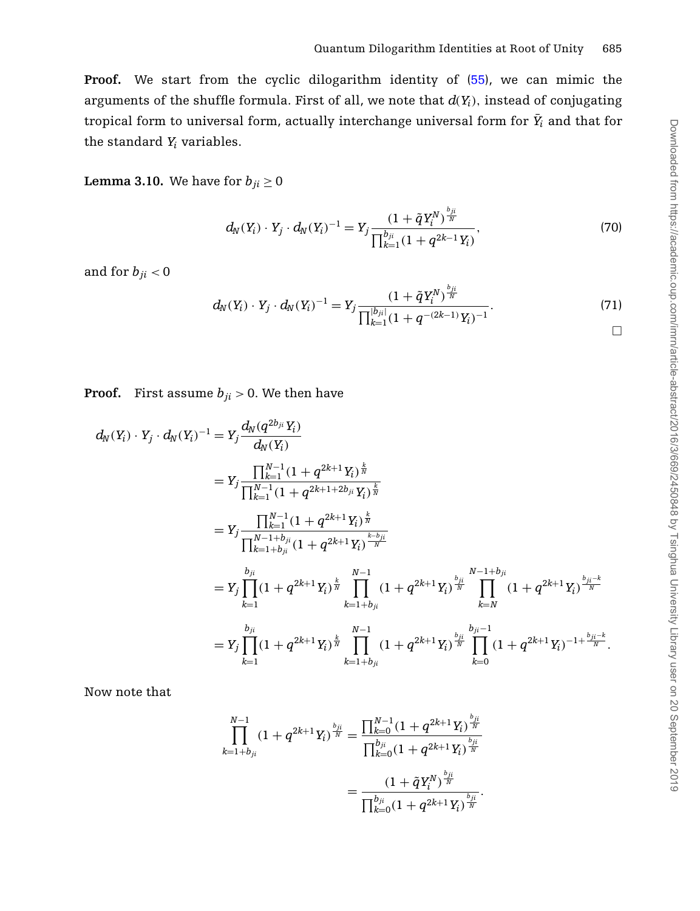**Proof.** We start from the cyclic dilogarithm identity of (55), we can mimic the arguments of the shuffle formula. First of all, we note that $d(Y_i)$, instead of conjugating tropical form to universal form, actually interchange universal form for $\bar{Y}_i$ and that for the standard $Y_i$ variables.

**Lemma 3.10.** We have for $b_{ji} \geq 0$

$$d_N(Y_i) \cdot Y_j \cdot d_N(Y_i)^{-1} = Y_j \frac{(1+\tilde{q}Y_i^N)^{\frac{b_{ji}}{N}}}{\prod_{k=1}^{b_{ji}}(1+q^{2k-1}Y_i)}, \tag{70}$$

and for $b_{ji} < 0$

$$d_N(Y_i) \cdot Y_j \cdot d_N(Y_i)^{-1} = Y_j \frac{(1+\tilde{q}Y_i^N)^{\frac{b_{ji}}{N}}}{\prod_{k=1}^{|b_{ji}|}(1+q^{-(2k-1)}Y_i)^{-1}}. \tag{71}$$

□

**Proof.** First assume $b_{ji} > 0$. We then have

$$\begin{aligned}
d_N(Y_i) \cdot Y_j \cdot d_N(Y_i)^{-1} &= Y_j \frac{d_N(q^{2b_{ji}}Y_i)}{d_N(Y_i)} \\
&= Y_j \frac{\prod_{k=1}^{N-1}(1+q^{2k+1}Y_i)^{\frac{k}{N}}}{\prod_{k=1}^{N-1}(1+q^{2k+1+2b_{ji}}Y_i)^{\frac{k}{N}}} \\
&= Y_j \frac{\prod_{k=1}^{N-1}(1+q^{2k+1}Y_i)^{\frac{k}{N}}}{\prod_{k=1+b_{ji}}^{N-1+b_{ji}}(1+q^{2k+1}Y_i)^{\frac{k-b_{ji}}{N}}} \\
&= Y_j \prod_{k=1}^{b_{ji}}(1+q^{2k+1}Y_i)^{\frac{k}{N}} \prod_{k=1+b_{ji}}^{N-1}(1+q^{2k+1}Y_i)^{\frac{b_{ji}}{N}} \prod_{k=N}^{N-1+b_{ji}}(1+q^{2k+1}Y_i)^{\frac{b_{ji}-k}{N}} \\
&= Y_j \prod_{k=1}^{b_{ji}}(1+q^{2k+1}Y_i)^{\frac{k}{N}} \prod_{k=1+b_{ji}}^{N-1}(1+q^{2k+1}Y_i)^{\frac{b_{ji}}{N}} \prod_{k=0}^{b_{ji}-1}(1+q^{2k+1}Y_i)^{-1+\frac{b_{ji}-k}{N}}.
\end{aligned}$$

Now note that

$$\begin{aligned}
\prod_{k=1+b_{ji}}^{N-1}(1+q^{2k+1}Y_i)^{\frac{b_{ji}}{N}} &= \frac{\prod_{k=0}^{N-1}(1+q^{2k+1}Y_i)^{\frac{b_{ji}}{N}}}{\prod_{k=0}^{b_{ji}}(1+q^{2k+1}Y_i)^{\frac{b_{ji}}{N}}} \\
&= \frac{(1+\tilde{q}Y_i^N)^{\frac{b_{ji}}{N}}}{\prod_{k=0}^{b_{ji}}(1+q^{2k+1}Y_i)^{\frac{b_{ji}}{N}}}.
\end{aligned}$$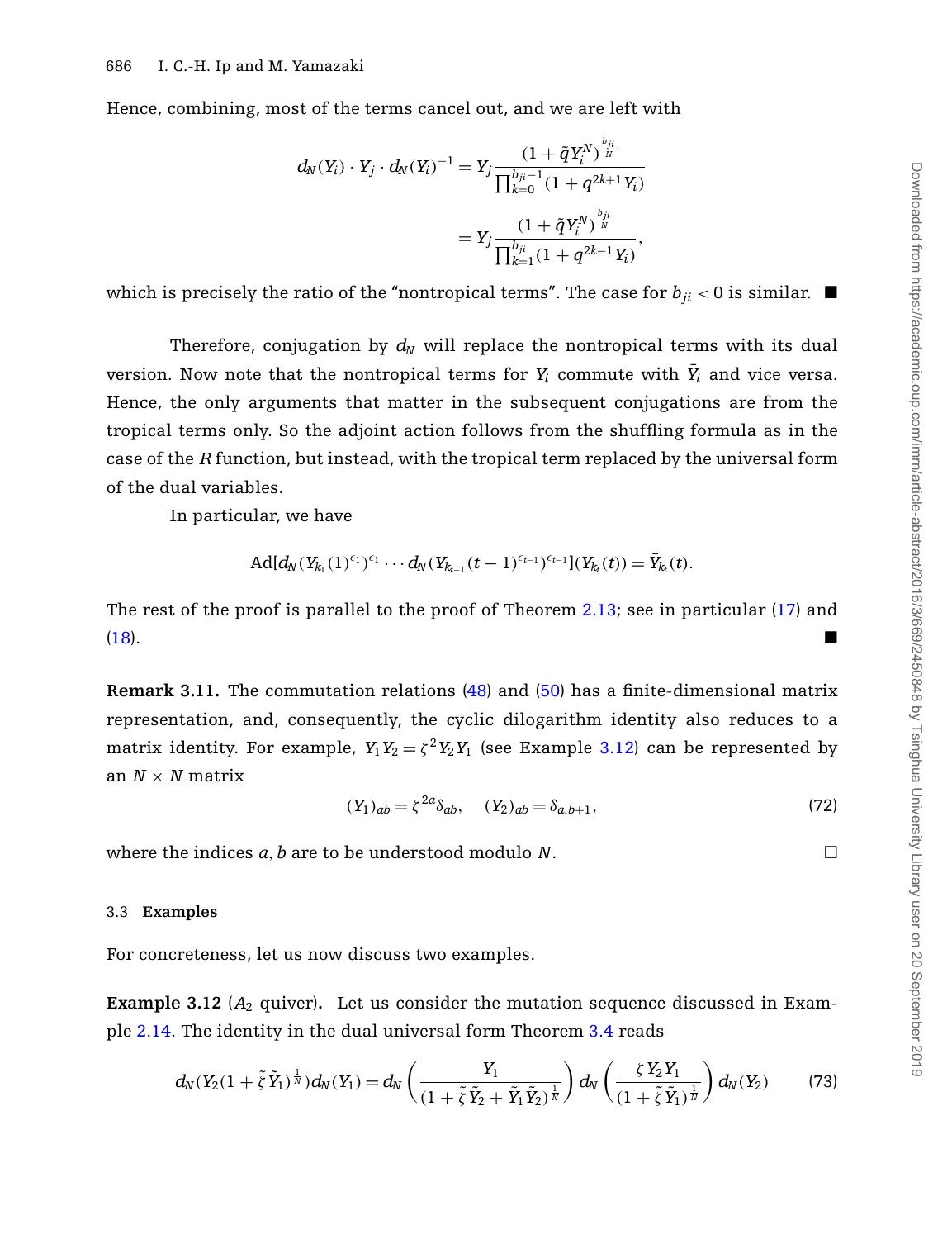Hence, combining, most of the terms cancel out, and we are left with

$$
\begin{aligned}
d_N(Y_i)\cdot Y_j \cdot d_N(Y_i)^{-1} &= Y_j \frac{(1+\tilde{q}Y_i^N)^{\frac{b_{ji}}{N}}}{\prod_{k=0}^{b_{ji}-1}(1+q^{2k+1}Y_i)} \\
&= Y_j \frac{(1+\tilde{q}Y_i^N)^{\frac{b_{ji}}{N}}}{\prod_{k=1}^{b_{ji}}(1+q^{2k-1}Y_i)},
\end{aligned}
$$

which is precisely the ratio of the "nontropical terms". The case for $b_{ji}<0$ is similar. ■

Therefore, conjugation by $d_N$ will replace the nontropical terms with its dual version. Now note that the nontropical terms for $Y_i$ commute with $\bar{Y}_i$ and vice versa. Hence, the only arguments that matter in the subsequent conjugations are from the tropical terms only. So the adjoint action follows from the shuffling formula as in the case of the $R$ function, but instead, with the tropical term replaced by the universal form of the dual variables.

In particular, we have

$$
\mathrm{Ad}[d_N(Y_{k_1}(1)^{\epsilon_1})^{\epsilon_1}\cdots d_N(Y_{k_{t-1}}(t-1)^{\epsilon_{t-1}})^{\epsilon_{t-1}}](Y_{k_t}(t)) = \bar{Y}_{k_t}(t).
$$

The rest of the proof is parallel to the proof of Theorem 2.13; see in particular (17) and (18). ■

**Remark 3.11.** The commutation relations (48) and (50) has a finite-dimensional matrix representation, and, consequently, the cyclic dilogarithm identity also reduces to a matrix identity. For example, $Y_1Y_2=\zeta^2 Y_2Y_1$ (see Example 3.12) can be represented by an $N\times N$ matrix

$$
(Y_1)_{ab} = \zeta^{2a}\delta_{ab}, \quad (Y_2)_{ab} = \delta_{a,b+1}, \tag{72}
$$

where the indices $a,b$ are to be understood modulo $N$. □

### 3.3 Examples

For concreteness, let us now discuss two examples.

**Example 3.12** ($A_2$ quiver)**.** Let us consider the mutation sequence discussed in Example 2.14. The identity in the dual universal form Theorem 3.4 reads

$$
d_N(Y_2(1+\tilde{\zeta}\tilde{Y}_1)^{\frac{1}{N}})d_N(Y_1) = d_N\left(\frac{Y_1}{(1+\tilde{\zeta}\tilde{Y}_2+\tilde{Y}_1\tilde{Y}_2)^{\frac{1}{N}}}\right) d_N\left(\frac{\zeta Y_2 Y_1}{(1+\tilde{\zeta}\tilde{Y}_1)^{\frac{1}{N}}}\right) d_N(Y_2) \tag{73}
$$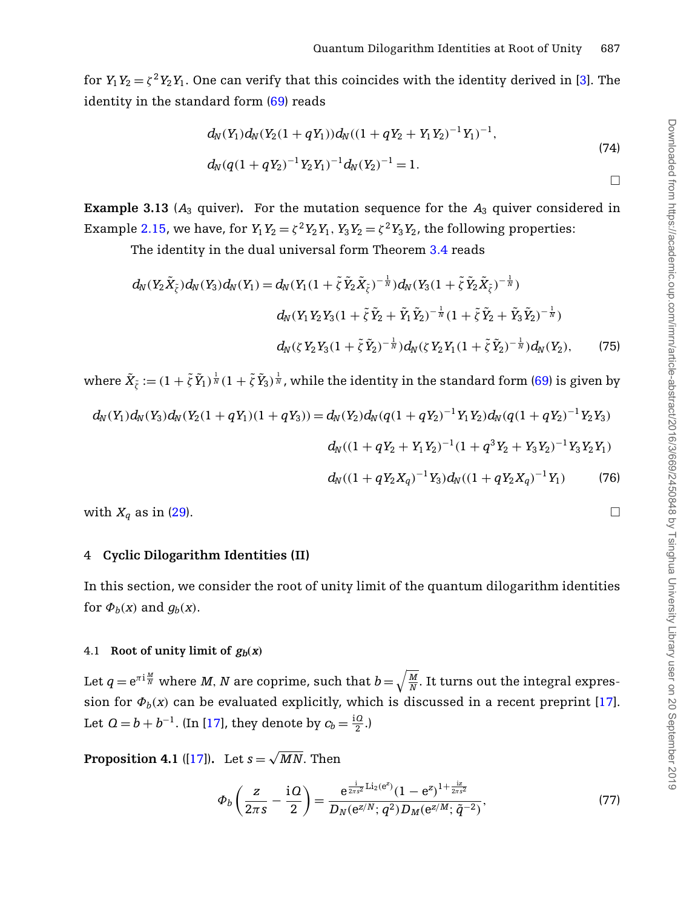for $Y_1Y_2 = \zeta^2 Y_2 Y_1$. One can verify that this coincides with the identity derived in [3]. The identity in the standard form (69) reads

$$\begin{aligned} &d_N(Y_1)d_N(Y_2(1+qY_1))d_N((1+qY_2+Y_1Y_2)^{-1}Y_1)^{-1},\\ &d_N(q(1+qY_2)^{-1}Y_2Y_1)^{-1}d_N(Y_2)^{-1}=1. \end{aligned} \tag{74}$$

□

**Example 3.13** ($A_3$ quiver)**.** For the mutation sequence for the $A_3$ quiver considered in Example 2.15, we have, for $Y_1Y_2 = \zeta^2 Y_2Y_1$, $Y_3Y_2 = \zeta^2 Y_3Y_2$, the following properties:

The identity in the dual universal form Theorem 3.4 reads

$$\begin{aligned} d_N(Y_2\tilde{X}_{\tilde{\zeta}})d_N(Y_3)d_N(Y_1) &= d_N(Y_1(1+\tilde{\zeta}\tilde{Y}_2\tilde{X}_{\tilde{\zeta}})^{-\frac{1}{N}})d_N(Y_3(1+\tilde{\zeta}\tilde{Y}_2\tilde{X}_{\tilde{\zeta}})^{-\frac{1}{N}})\\ &\quad d_N(Y_1Y_2Y_3(1+\tilde{\zeta}\tilde{Y}_2+\tilde{Y}_1\tilde{Y}_2)^{-\frac{1}{N}}(1+\tilde{\zeta}\tilde{Y}_2+\tilde{Y}_3\tilde{Y}_2)^{-\frac{1}{N}})\\ &\quad d_N(\zeta Y_2Y_3(1+\tilde{\zeta}\tilde{Y}_2)^{-\frac{1}{N}})d_N(\zeta Y_2Y_1(1+\tilde{\zeta}\tilde{Y}_2)^{-\frac{1}{N}})d_N(Y_2), \end{aligned} \tag{75}$$

where $\tilde{X}_{\tilde{\zeta}} := (1+\tilde{\zeta}\tilde{Y}_1)^{\frac{1}{N}}(1+\tilde{\zeta}\tilde{Y}_3)^{\frac{1}{N}}$, while the identity in the standard form (69) is given by

$$\begin{aligned} d_N(Y_1)d_N(Y_3)d_N(Y_2(1+qY_1)(1+qY_3)) &= d_N(Y_2)d_N(q(1+qY_2)^{-1}Y_1Y_2)d_N(q(1+qY_2)^{-1}Y_2Y_3)\\ &\quad d_N((1+qY_2+Y_1Y_2)^{-1}(1+q^3Y_2+Y_3Y_2)^{-1}Y_3Y_2Y_1)\\ &\quad d_N((1+qY_2X_q)^{-1}Y_3)d_N((1+qY_2X_q)^{-1}Y_1) \end{aligned} \tag{76}$$

with $X_q$ as in (29).

□

## 4 Cyclic Dilogarithm Identities (II)

In this section, we consider the root of unity limit of the quantum dilogarithm identities for $\Phi_b(x)$ and $g_b(x)$.

### 4.1 Root of unity limit of $g_b(x)$

Let $q = e^{\pi i \frac{M}{N}}$ where $M, N$ are coprime, such that $b = \sqrt{\frac{M}{N}}$. It turns out the integral expression for $\Phi_b(x)$ can be evaluated explicitly, which is discussed in a recent preprint [17]. Let $Q = b + b^{-1}$. (In [17], they denote by $c_b = \frac{iQ}{2}$.)

**Proposition 4.1** ([17])**.** Let $s = \sqrt{MN}$. Then

$$\Phi_b\left(\frac{z}{2\pi s} - \frac{iQ}{2}\right) = \frac{e^{\frac{i}{2\pi s^2}\mathrm{Li}_2(e^z)}(1-e^z)^{1+\frac{iz}{2\pi s^2}}}{D_N(e^{z/N};q^2)D_M(e^{z/M};\tilde{q}^{-2})}, \tag{77}$$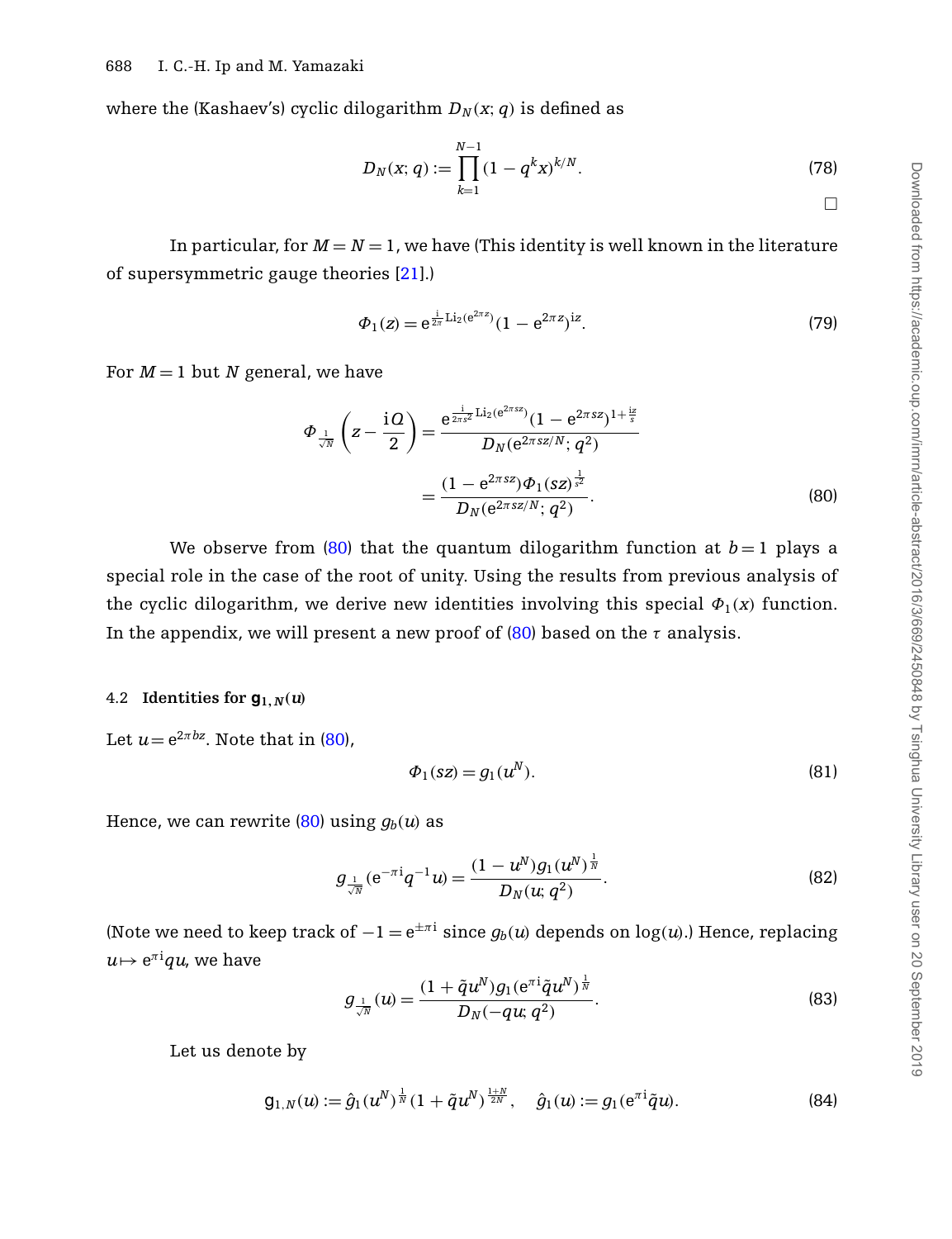where the (Kashaev's) cyclic dilogarithm $D_N(x;q)$ is defined as

$$D_N(x;q) := \prod_{k=1}^{N-1} (1-q^k x)^{k/N}. \tag{78}$$

□

In particular, for $M = N = 1$, we have (This identity is well known in the literature of supersymmetric gauge theories [21].)

$$\Phi_1(z) = \mathrm{e}^{\frac{\mathrm{i}}{2\pi}\mathrm{Li}_2(\mathrm{e}^{2\pi z})}(1-\mathrm{e}^{2\pi z})^{\mathrm{i}z}. \tag{79}$$

For $M = 1$ but $N$ general, we have

$$\begin{aligned}\Phi_{\frac{1}{\sqrt{N}}}\left(z - \frac{\mathrm{i}Q}{2}\right) &= \frac{\mathrm{e}^{\frac{\mathrm{i}}{2\pi s^2}\mathrm{Li}_2(\mathrm{e}^{2\pi sz})}(1-\mathrm{e}^{2\pi sz})^{1+\frac{\mathrm{i}z}{s}}}{D_N(\mathrm{e}^{2\pi sz/N};q^2)} \\ &= \frac{(1-\mathrm{e}^{2\pi sz})\Phi_1(sz)^{\frac{1}{s^2}}}{D_N(\mathrm{e}^{2\pi sz/N};q^2)}.\end{aligned} \tag{80}$$

We observe from (80) that the quantum dilogarithm function at $b = 1$ plays a special role in the case of the root of unity. Using the results from previous analysis of the cyclic dilogarithm, we derive new identities involving this special $\Phi_1(x)$ function. In the appendix, we will present a new proof of (80) based on the $\tau$ analysis.

### 4.2 Identities for $\mathrm{g}_{1,N}(u)$

Let $u = \mathrm{e}^{2\pi bz}$. Note that in (80),

$$\Phi_1(sz) = g_1(u^N). \tag{81}$$

Hence, we can rewrite (80) using $g_b(u)$ as

$$g_{\frac{1}{\sqrt{N}}}(\mathrm{e}^{-\pi\mathrm{i}}q^{-1}u) = \frac{(1-u^N)g_1(u^N)^{\frac{1}{N}}}{D_N(u;q^2)}. \tag{82}$$

(Note we need to keep track of $-1 = \mathrm{e}^{\pm\pi\mathrm{i}}$ since $g_b(u)$ depends on $\log(u)$.) Hence, replacing $u \mapsto \mathrm{e}^{\pi\mathrm{i}}qu$, we have

$$g_{\frac{1}{\sqrt{N}}}(u) = \frac{(1+\tilde{q}u^N)g_1(\mathrm{e}^{\pi\mathrm{i}}\tilde{q}u^N)^{\frac{1}{N}}}{D_N(-qu;q^2)}. \tag{83}$$

Let us denote by

$$\mathrm{g}_{1,N}(u) := \hat{g}_1(u^N)^{\frac{1}{N}}(1+\tilde{q}u^N)^{\frac{1+N}{2N}}, \quad \hat{g}_1(u) := g_1(\mathrm{e}^{\pi\mathrm{i}}\tilde{q}u). \tag{84}$$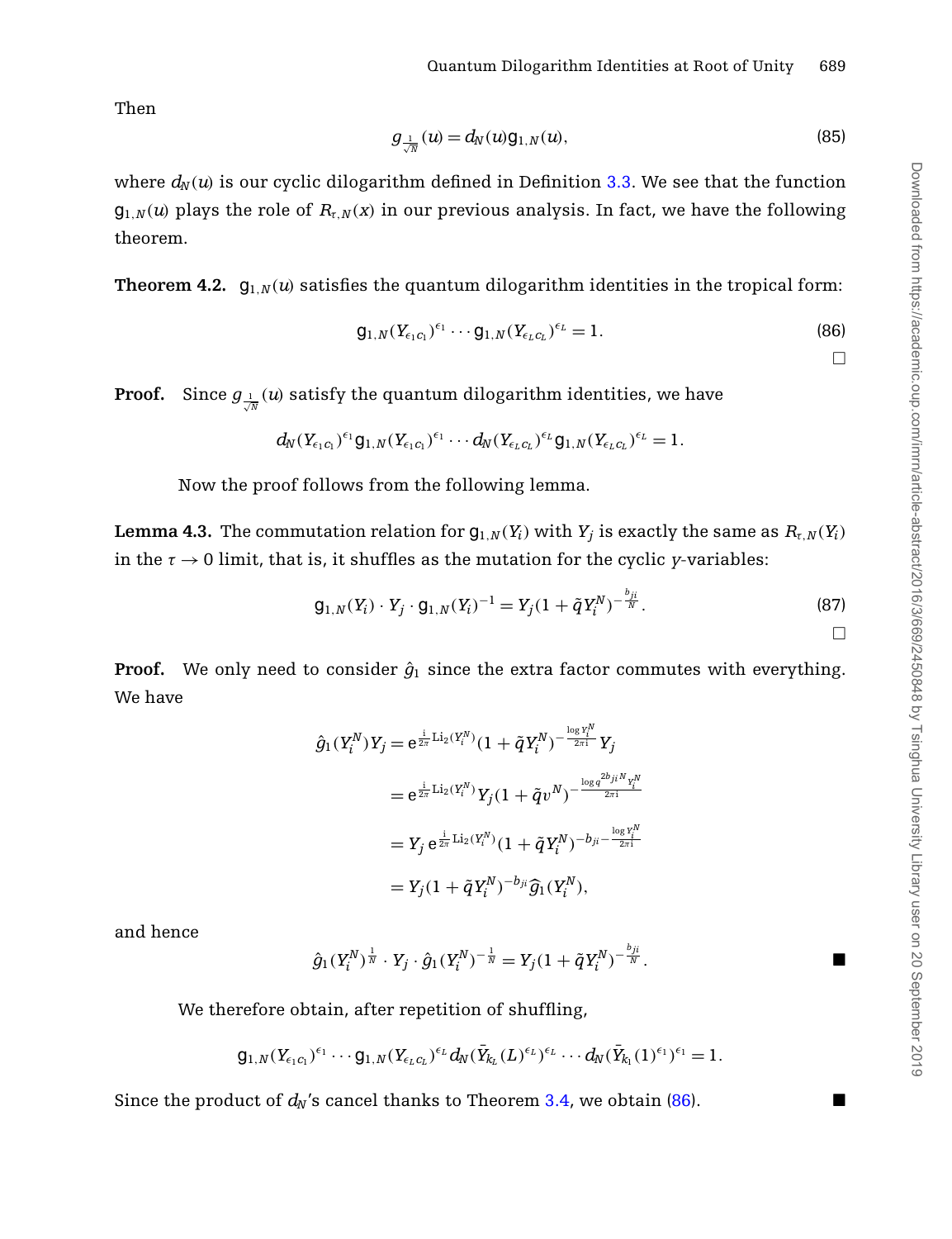Then

$$g_{\frac{1}{\sqrt{N}}}(u) = d_N(u)\mathsf{g}_{1,N}(u), \tag{85}$$

where $d_N(u)$ is our cyclic dilogarithm defined in Definition 3.3. We see that the function $\mathsf{g}_{1,N}(u)$ plays the role of $R_{\tau,N}(x)$ in our previous analysis. In fact, we have the following theorem.

**Theorem 4.2.** $\mathsf{g}_{1,N}(u)$ satisfies the quantum dilogarithm identities in the tropical form:

$$\mathsf{g}_{1,N}(Y_{\epsilon_1 c_1})^{\epsilon_1} \cdots \mathsf{g}_{1,N}(Y_{\epsilon_L c_L})^{\epsilon_L} = 1. \tag{86}$$

□

**Proof.** Since $g_{\frac{1}{\sqrt{N}}}(u)$ satisfy the quantum dilogarithm identities, we have

$$d_N(Y_{\epsilon_1 c_1})^{\epsilon_1}\mathsf{g}_{1,N}(Y_{\epsilon_1 c_1})^{\epsilon_1} \cdots d_N(Y_{\epsilon_L c_L})^{\epsilon_L}\mathsf{g}_{1,N}(Y_{\epsilon_L c_L})^{\epsilon_L} = 1.$$

Now the proof follows from the following lemma.

**Lemma 4.3.** The commutation relation for $\mathsf{g}_{1,N}(Y_i)$ with $Y_j$ is exactly the same as $R_{\tau,N}(Y_i)$ in the $\tau \to 0$ limit, that is, it shuffles as the mutation for the cyclic $y$-variables:

$$\mathsf{g}_{1,N}(Y_i) \cdot Y_j \cdot \mathsf{g}_{1,N}(Y_i)^{-1} = Y_j(1 + \tilde{q}Y_i^N)^{-\frac{b_{ji}}{N}}. \tag{87}$$

□

**Proof.** We only need to consider $\hat{g}_1$ since the extra factor commutes with everything. We have

$$\begin{aligned}
\hat{g}_1(Y_i^N)Y_j &= \mathrm{e}^{\frac{\mathrm{i}}{2\pi}\mathrm{Li}_2(Y_i^N)}(1+\tilde{q}Y_i^N)^{-\frac{\log Y_i^N}{2\pi\mathrm{i}}}Y_j \\
&= \mathrm{e}^{\frac{\mathrm{i}}{2\pi}\mathrm{Li}_2(Y_i^N)}Y_j(1+\tilde{q}v^N)^{-\frac{\log q^{2b_{ji}N}Y_i^N}{2\pi\mathrm{i}}} \\
&= Y_j\,\mathrm{e}^{\frac{\mathrm{i}}{2\pi}\mathrm{Li}_2(Y_i^N)}(1+\tilde{q}Y_i^N)^{-b_{ji}-\frac{\log Y_i^N}{2\pi\mathrm{i}}} \\
&= Y_j(1+\tilde{q}Y_i^N)^{-b_{ji}}\hat{g}_1(Y_i^N),
\end{aligned}$$

and hence

$$\hat{g}_1(Y_i^N)^{\frac{1}{N}} \cdot Y_j \cdot \hat{g}_1(Y_i^N)^{-\frac{1}{N}} = Y_j(1+\tilde{q}Y_i^N)^{-\frac{b_{ji}}{N}}.$$

■

We therefore obtain, after repetition of shuffling,

$$\mathsf{g}_{1,N}(Y_{\epsilon_1 c_1})^{\epsilon_1} \cdots \mathsf{g}_{1,N}(Y_{\epsilon_L c_L})^{\epsilon_L} d_N(\bar{Y}_{k_L}(L)^{\epsilon_L})^{\epsilon_L} \cdots d_N(\bar{Y}_{k_1}(1)^{\epsilon_1})^{\epsilon_1} = 1.$$

Since the product of $d_N$'s cancel thanks to Theorem 3.4, we obtain (86). ■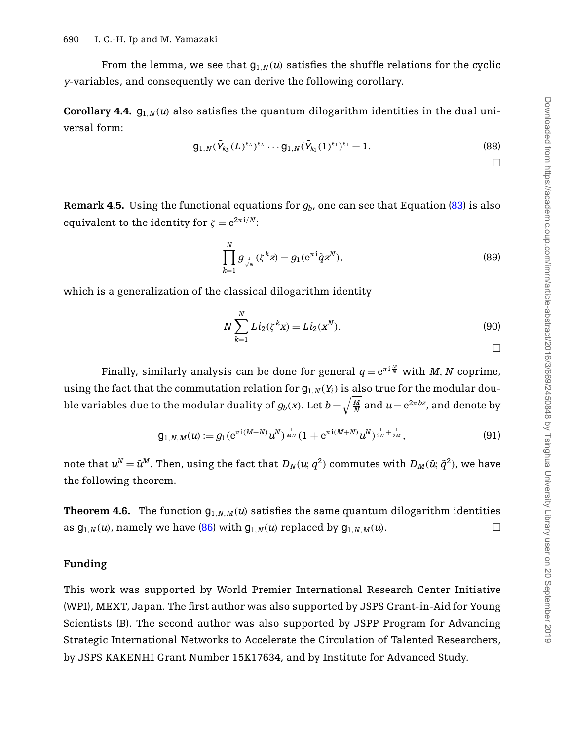From the lemma, we see that $\mathsf{g}_{1,N}(u)$ satisfies the shuffle relations for the cyclic $y$-variables, and consequently we can derive the following corollary.

**Corollary 4.4.** $\mathsf{g}_{1,N}(u)$ also satisfies the quantum dilogarithm identities in the dual universal form:

$$\mathsf{g}_{1,N}(\bar{Y}_{k_L}(L)^{\epsilon_L})^{\epsilon_L} \cdots \mathsf{g}_{1,N}(\bar{Y}_{k_1}(1)^{\epsilon_1})^{\epsilon_1} = 1. \tag{88}$$

□

**Remark 4.5.** Using the functional equations for $g_b$, one can see that Equation (83) is also equivalent to the identity for $\zeta = e^{2\pi i/N}$:

$$\prod_{k=1}^{N} g_{\frac{1}{\sqrt{N}}}(\zeta^k z) = g_1(e^{\pi i}\tilde{q} z^N), \tag{89}$$

which is a generalization of the classical dilogarithm identity

$$N \sum_{k=1}^{N} Li_2(\zeta^k x) = Li_2(x^N). \tag{90}$$

□

Finally, similarly analysis can be done for general $q = e^{\pi i \frac{M}{N}}$ with $M, N$ coprime, using the fact that the commutation relation for $\mathsf{g}_{1,N}(Y_i)$ is also true for the modular double variables due to the modular duality of $g_b(x)$. Let $b = \sqrt{\frac{M}{N}}$ and $u = e^{2\pi b z}$, and denote by

$$\mathsf{g}_{1,N,M}(u) := g_1(e^{\pi i(M+N)} u^N)^{\frac{1}{MN}} (1 + e^{\pi i(M+N)} u^N)^{\frac{1}{2N} + \frac{1}{2M}}, \tag{91}$$

note that $u^N = \tilde{u}^M$. Then, using the fact that $D_N(u; q^2)$ commutes with $D_M(\tilde{u}; \tilde{q}^2)$, we have the following theorem.

**Theorem 4.6.** The function $\mathsf{g}_{1,N,M}(u)$ satisfies the same quantum dilogarithm identities as $\mathsf{g}_{1,N}(u)$, namely we have (86) with $\mathsf{g}_{1,N}(u)$ replaced by $\mathsf{g}_{1,N,M}(u)$. □

## Funding

This work was supported by World Premier International Research Center Initiative (WPI), MEXT, Japan. The first author was also supported by JSPS Grant-in-Aid for Young Scientists (B). The second author was also supported by JSPP Program for Advancing Strategic International Networks to Accelerate the Circulation of Talented Researchers, by JSPS KAKENHI Grant Number 15K17634, and by Institute for Advanced Study.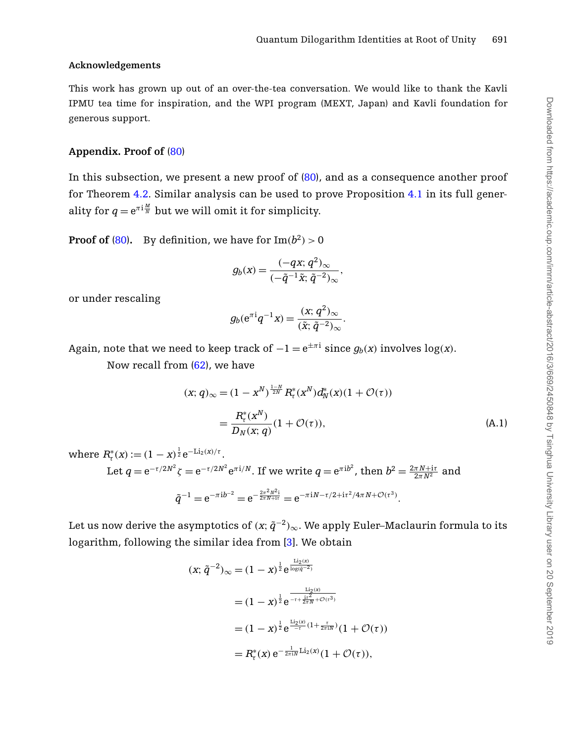### Acknowledgements

This work has grown up out of an over-the-tea conversation. We would like to thank the Kavli IPMU tea time for inspiration, and the WPI program (MEXT, Japan) and Kavli foundation for generous support.

## Appendix. Proof of (80)

In this subsection, we present a new proof of (80), and as a consequence another proof for Theorem 4.2. Similar analysis can be used to prove Proposition 4.1 in its full generality for $q = \mathrm{e}^{\pi \mathrm{i}\frac{M}{N}}$ but we will omit it for simplicity.

**Proof of (80).** By definition, we have for $\mathrm{Im}(b^2) > 0$

$$g_b(x) = \frac{(-qx; q^2)_\infty}{(-\tilde{q}^{-1}\tilde{x}; \tilde{q}^{-2})_\infty},$$

or under rescaling

$$g_b(\mathrm{e}^{\pi\mathrm{i}} q^{-1} x) = \frac{(x; q^2)_\infty}{(\tilde{x}; \tilde{q}^{-2})_\infty}.$$

Again, note that we need to keep track of $-1 = \mathrm{e}^{\pm\pi\mathrm{i}}$ since $g_b(x)$ involves $\log(x)$.

Now recall from (62), we have

$$\begin{aligned}
(x; q)_\infty &= (1 - x^N)^{\frac{1-N}{2N}} R_\tau^*(x^N) d_N^*(x)(1 + \mathcal{O}(\tau)) \\
&= \frac{R_\tau^*(x^N)}{D_N(x; q)}(1 + \mathcal{O}(\tau)),
\end{aligned} \tag{A.1}$$

where $R_\tau^*(x) := (1 - x)^{\frac{1}{2}} \mathrm{e}^{-\mathrm{Li}_2(x)/\tau}$.

Let $q = \mathrm{e}^{-\tau/2N^2}\zeta = \mathrm{e}^{-\tau/2N^2}\mathrm{e}^{\pi\mathrm{i}/N}$. If we write $q = \mathrm{e}^{\pi\mathrm{i}b^2}$, then $b^2 = \frac{2\pi N + \mathrm{i}\tau}{2\pi N^2}$ and

$$\tilde{q}^{-1} = \mathrm{e}^{-\pi\mathrm{i}b^{-2}} = \mathrm{e}^{-\frac{2\pi^2 N^2 \mathrm{i}}{2\pi N + \mathrm{i}\tau}} = \mathrm{e}^{-\pi\mathrm{i}N - \tau/2 + \mathrm{i}\tau^2/4\pi N + \mathcal{O}(\tau^3)}.$$

Let us now derive the asymptotics of $(x; \tilde{q}^{-2})_\infty$. We apply Euler–Maclaurin formula to its logarithm, following the similar idea from [3]. We obtain

$$\begin{aligned}
(x; \tilde{q}^{-2})_\infty &= (1 - x)^{\frac{1}{2}} \mathrm{e}^{\frac{\mathrm{Li}_2(x)}{\log(\tilde{q}^{-2})}} \\
&= (1 - x)^{\frac{1}{2}} \mathrm{e}^{\frac{\mathrm{Li}_2(x)}{-\tau + \frac{\mathrm{i}\tau^2}{2\pi N} + \mathcal{O}(\tau^3)}} \\
&= (1 - x)^{\frac{1}{2}} \mathrm{e}^{\frac{\mathrm{Li}_2(x)}{-\tau}(1 + \frac{\tau}{2\pi\mathrm{i}N})}(1 + \mathcal{O}(\tau)) \\
&= R_\tau^*(x)\, \mathrm{e}^{-\frac{1}{2\pi\mathrm{i}N}\mathrm{Li}_2(x)}(1 + \mathcal{O}(\tau)),
\end{aligned}$$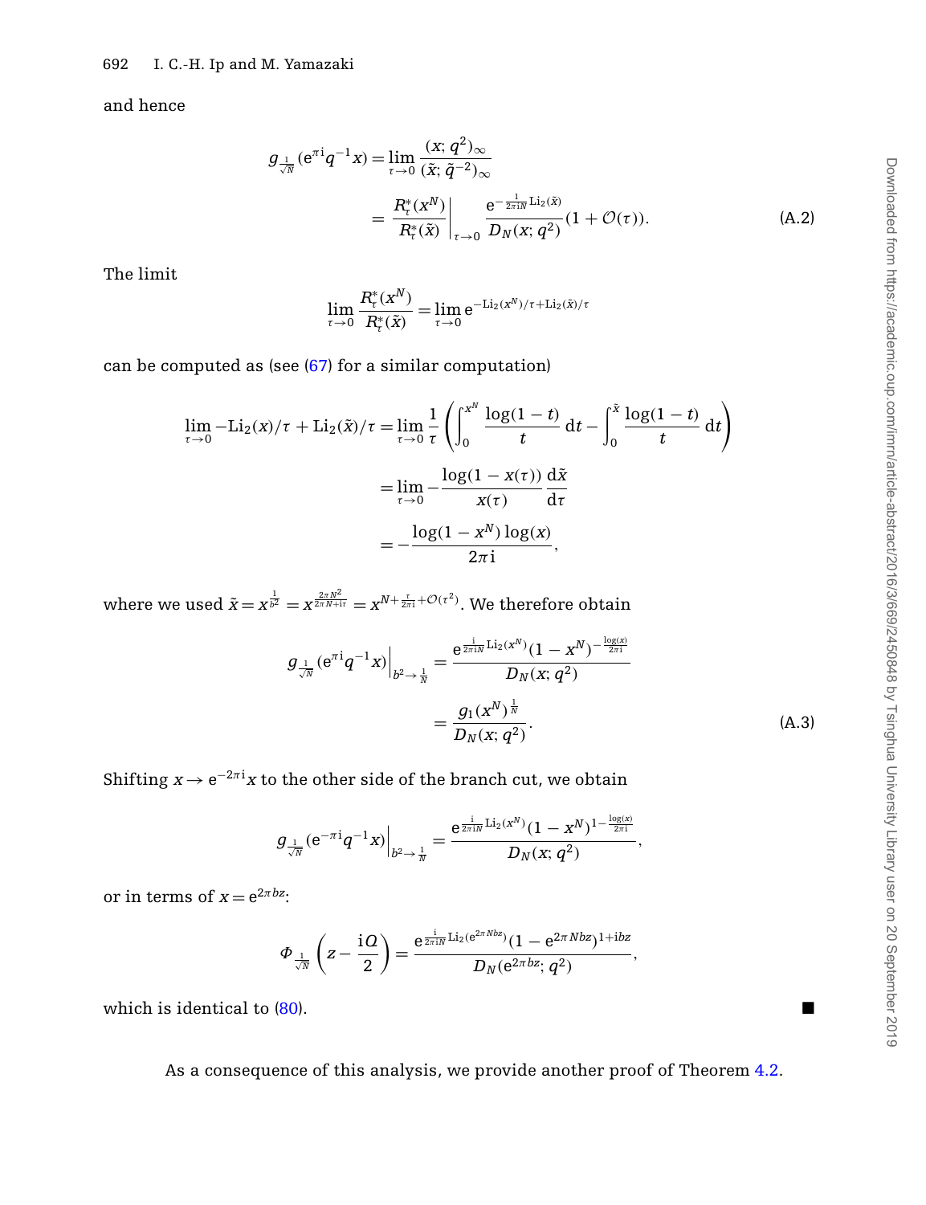and hence

$$g_{\frac{1}{\sqrt{N}}}(\mathrm{e}^{\pi \mathrm{i}} q^{-1} x) = \lim_{\tau \to 0} \frac{(x; q^2)_\infty}{(\tilde{x}; \tilde{q}^{-2})_\infty}$$

$$= \left. \frac{R_\tau^*(x^N)}{R_\tau^*(\tilde{x})} \right|_{\tau \to 0} \frac{\mathrm{e}^{-\frac{1}{2\pi \mathrm{i} N} \mathrm{Li}_2(\tilde{x})}}{D_N(x; q^2)} (1 + \mathcal{O}(\tau)). \tag{A.2}$$

The limit

$$\lim_{\tau \to 0} \frac{R_\tau^*(x^N)}{R_\tau^*(\tilde{x})} = \lim_{\tau \to 0} \mathrm{e}^{-\mathrm{Li}_2(x^N)/\tau + \mathrm{Li}_2(\tilde{x})/\tau}$$

can be computed as (see (67) for a similar computation)

$$\lim_{\tau \to 0} -\mathrm{Li}_2(x)/\tau + \mathrm{Li}_2(\tilde{x})/\tau = \lim_{\tau \to 0} \frac{1}{\tau} \left( \int_0^{x^N} \frac{\log(1-t)}{t} \, \mathrm{d}t - \int_0^{\tilde{x}} \frac{\log(1-t)}{t} \, \mathrm{d}t \right)$$

$$= \lim_{\tau \to 0} -\frac{\log(1 - x(\tau))}{x(\tau)} \frac{\mathrm{d}\tilde{x}}{\mathrm{d}\tau}$$

$$= -\frac{\log(1 - x^N) \log(x)}{2\pi \mathrm{i}},$$

where we used $\tilde{x} = x^{\frac{1}{b^2}} = x^{\frac{2\pi N^2}{2\pi N + \mathrm{i}\tau}} = x^{N + \frac{\tau}{2\pi \mathrm{i}} + \mathcal{O}(\tau^2)}$. We therefore obtain

$$\left. g_{\frac{1}{\sqrt{N}}}(\mathrm{e}^{\pi \mathrm{i}} q^{-1} x) \right|_{b^2 \to \frac{1}{N}} = \frac{\mathrm{e}^{\frac{\mathrm{i}}{2\pi \mathrm{i} N} \mathrm{Li}_2(x^N)} (1 - x^N)^{-\frac{\log(x)}{2\pi \mathrm{i}}}}{D_N(x; q^2)}$$

$$= \frac{g_1(x^N)^{\frac{1}{N}}}{D_N(x; q^2)}. \tag{A.3}$$

Shifting $x \to \mathrm{e}^{-2\pi \mathrm{i}} x$ to the other side of the branch cut, we obtain

$$\left. g_{\frac{1}{\sqrt{N}}}(\mathrm{e}^{-\pi \mathrm{i}} q^{-1} x) \right|_{b^2 \to \frac{1}{N}} = \frac{\mathrm{e}^{\frac{\mathrm{i}}{2\pi \mathrm{i} N} \mathrm{Li}_2(x^N)} (1 - x^N)^{1 - \frac{\log(x)}{2\pi \mathrm{i}}}}{D_N(x; q^2)},$$

or in terms of $x = \mathrm{e}^{2\pi b z}$:

$$\Phi_{\frac{1}{\sqrt{N}}}\left(z - \frac{\mathrm{i}\Omega}{2}\right) = \frac{\mathrm{e}^{\frac{\mathrm{i}}{2\pi \mathrm{i} N} \mathrm{Li}_2(\mathrm{e}^{2\pi N b z})} (1 - \mathrm{e}^{2\pi N b z})^{1 + \mathrm{i} b z}}{D_N(\mathrm{e}^{2\pi b z}; q^2)},$$

which is identical to (80). ■

As a consequence of this analysis, we provide another proof of Theorem 4.2.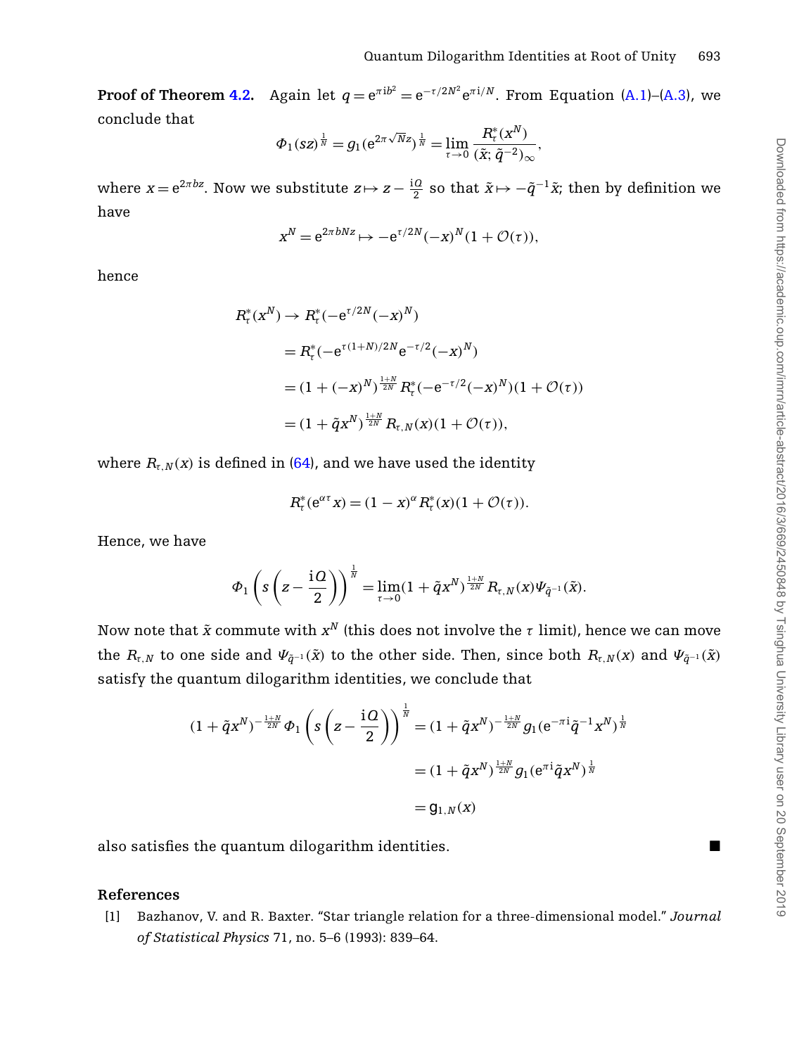**Proof of Theorem 4.2.** Again let $q = \mathrm{e}^{\pi \mathrm{i} b^2} = \mathrm{e}^{-\tau/2N^2}\mathrm{e}^{\pi \mathrm{i}/N}$. From Equation (A.1)–(A.3), we conclude that

$$\Phi_1(sz)^{\frac{1}{N}} = g_1(\mathrm{e}^{2\pi\sqrt{N}z})^{\frac{1}{N}} = \lim_{\tau\to 0}\frac{R^*_\tau(x^N)}{(\tilde{x};\tilde{q}^{-2})_\infty},$$

where $x = \mathrm{e}^{2\pi bz}$. Now we substitute $z \mapsto z - \frac{\mathrm{i}Q}{2}$ so that $\tilde{x} \mapsto -\tilde{q}^{-1}\tilde{x}$; then by definition we have

$$x^N = \mathrm{e}^{2\pi bNz} \mapsto -\mathrm{e}^{\tau/2N}(-x)^N(1+\mathcal{O}(\tau)),$$

hence

$$\begin{aligned}
R^*_\tau(x^N) &\to R^*_\tau(-\mathrm{e}^{\tau/2N}(-x)^N)\\
&= R^*_\tau(-\mathrm{e}^{\tau(1+N)/2N}\mathrm{e}^{-\tau/2}(-x)^N)\\
&= (1+(-x)^N)^{\frac{1+N}{2N}}R^*_\tau(-\mathrm{e}^{-\tau/2}(-x)^N)(1+\mathcal{O}(\tau))\\
&= (1+\tilde{q}x^N)^{\frac{1+N}{2N}}R_{\tau,N}(x)(1+\mathcal{O}(\tau)),
\end{aligned}$$

where $R_{\tau,N}(x)$ is defined in (64), and we have used the identity

$$R^*_\tau(\mathrm{e}^{\alpha\tau}x) = (1-x)^\alpha R^*_\tau(x)(1+\mathcal{O}(\tau)).$$

Hence, we have

$$\Phi_1\left(s\left(z-\frac{\mathrm{i}Q}{2}\right)\right)^{\frac{1}{N}} = \lim_{\tau\to 0}(1+\tilde{q}x^N)^{\frac{1+N}{2N}}R_{\tau,N}(x)\Psi_{\tilde{q}^{-1}}(\tilde{x}).$$

Now note that $\tilde{x}$ commute with $x^N$ (this does not involve the $\tau$ limit), hence we can move the $R_{\tau,N}$ to one side and $\Psi_{\tilde{q}^{-1}}(\tilde{x})$ to the other side. Then, since both $R_{\tau,N}(x)$ and $\Psi_{\tilde{q}^{-1}}(\tilde{x})$ satisfy the quantum dilogarithm identities, we conclude that

$$\begin{aligned}
(1+\tilde{q}x^N)^{-\frac{1+N}{2N}}\Phi_1\left(s\left(z-\frac{\mathrm{i}Q}{2}\right)\right)^{\frac{1}{N}} &= (1+\tilde{q}x^N)^{-\frac{1+N}{2N}}g_1(\mathrm{e}^{-\pi\mathrm{i}}\tilde{q}^{-1}x^N)^{\frac{1}{N}}\\
&= (1+\tilde{q}x^N)^{\frac{1+N}{2N}}g_1(\mathrm{e}^{\pi\mathrm{i}}\tilde{q}x^N)^{\frac{1}{N}}\\
&= \mathsf{g}_{1,N}(x)
\end{aligned}$$

also satisfies the quantum dilogarithm identities. ■

## References

[1] Bazhanov, V. and R. Baxter. "Star triangle relation for a three-dimensional model." *Journal of Statistical Physics* 71, no. 5–6 (1993): 839–64.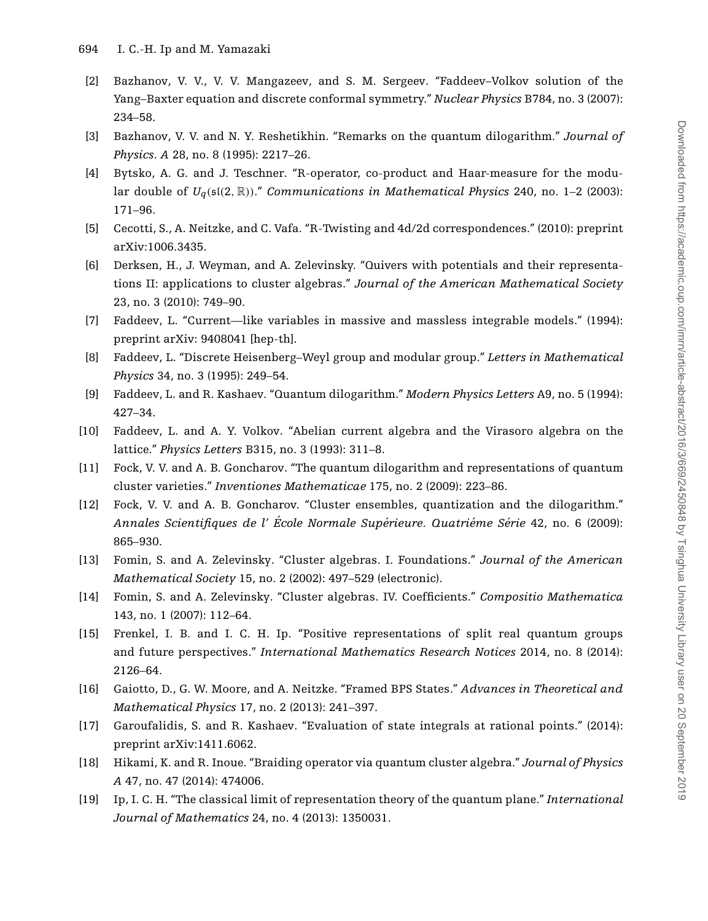[2] Bazhanov, V. V., V. V. Mangazeev, and S. M. Sergeev. "Faddeev–Volkov solution of the Yang–Baxter equation and discrete conformal symmetry." *Nuclear Physics* B784, no. 3 (2007): 234–58.

[3] Bazhanov, V. V. and N. Y. Reshetikhin. "Remarks on the quantum dilogarithm." *Journal of Physics. A* 28, no. 8 (1995): 2217–26.

[4] Bytsko, A. G. and J. Teschner. "R-operator, co-product and Haar-measure for the modular double of $U_q(\mathfrak{sl}(2,\mathbb{R}))$." *Communications in Mathematical Physics* 240, no. 1–2 (2003): 171–96.

[5] Cecotti, S., A. Neitzke, and C. Vafa. "R-Twisting and 4d/2d correspondences." (2010): preprint arXiv:1006.3435.

[6] Derksen, H., J. Weyman, and A. Zelevinsky. "Quivers with potentials and their representations II: applications to cluster algebras." *Journal of the American Mathematical Society* 23, no. 3 (2010): 749–90.

[7] Faddeev, L. "Current—like variables in massive and massless integrable models." (1994): preprint arXiv: 9408041 [hep-th].

[8] Faddeev, L. "Discrete Heisenberg–Weyl group and modular group." *Letters in Mathematical Physics* 34, no. 3 (1995): 249–54.

[9] Faddeev, L. and R. Kashaev. "Quantum dilogarithm." *Modern Physics Letters* A9, no. 5 (1994): 427–34.

[10] Faddeev, L. and A. Y. Volkov. "Abelian current algebra and the Virasoro algebra on the lattice." *Physics Letters* B315, no. 3 (1993): 311–8.

[11] Fock, V. V. and A. B. Goncharov. "The quantum dilogarithm and representations of quantum cluster varieties." *Inventiones Mathematicae* 175, no. 2 (2009): 223–86.

[12] Fock, V. V. and A. B. Goncharov. "Cluster ensembles, quantization and the dilogarithm." *Annales Scientifiques de l' École Normale Supérieure. Quatriéme Série* 42, no. 6 (2009): 865–930.

[13] Fomin, S. and A. Zelevinsky. "Cluster algebras. I. Foundations." *Journal of the American Mathematical Society* 15, no. 2 (2002): 497–529 (electronic).

[14] Fomin, S. and A. Zelevinsky. "Cluster algebras. IV. Coefficients." *Compositio Mathematica* 143, no. 1 (2007): 112–64.

[15] Frenkel, I. B. and I. C. H. Ip. "Positive representations of split real quantum groups and future perspectives." *International Mathematics Research Notices* 2014, no. 8 (2014): 2126–64.

[16] Gaiotto, D., G. W. Moore, and A. Neitzke. "Framed BPS States." *Advances in Theoretical and Mathematical Physics* 17, no. 2 (2013): 241–397.

[17] Garoufalidis, S. and R. Kashaev. "Evaluation of state integrals at rational points." (2014): preprint arXiv:1411.6062.

[18] Hikami, K. and R. Inoue. "Braiding operator via quantum cluster algebra." *Journal of Physics A* 47, no. 47 (2014): 474006.

[19] Ip, I. C. H. "The classical limit of representation theory of the quantum plane." *International Journal of Mathematics* 24, no. 4 (2013): 1350031.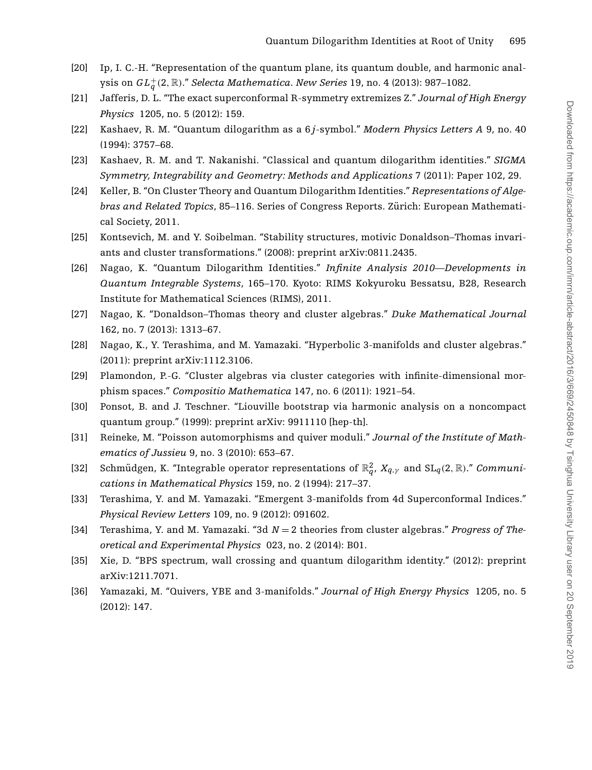[20] Ip, I. C.-H. "Representation of the quantum plane, its quantum double, and harmonic analysis on $GL_q^+(2, \mathbb{R})$." *Selecta Mathematica. New Series* 19, no. 4 (2013): 987–1082.

[21] Jafferis, D. L. "The exact superconformal R-symmetry extremizes Z." *Journal of High Energy Physics* 1205, no. 5 (2012): 159.

[22] Kashaev, R. M. "Quantum dilogarithm as a $6j$-symbol." *Modern Physics Letters A* 9, no. 40 (1994): 3757–68.

[23] Kashaev, R. M. and T. Nakanishi. "Classical and quantum dilogarithm identities." *SIGMA Symmetry, Integrability and Geometry: Methods and Applications* 7 (2011): Paper 102, 29.

[24] Keller, B. "On Cluster Theory and Quantum Dilogarithm Identities." *Representations of Algebras and Related Topics*, 85–116. Series of Congress Reports. Zürich: European Mathematical Society, 2011.

[25] Kontsevich, M. and Y. Soibelman. "Stability structures, motivic Donaldson–Thomas invariants and cluster transformations." (2008): preprint arXiv:0811.2435.

[26] Nagao, K. "Quantum Dilogarithm Identities." *Infinite Analysis 2010—Developments in Quantum Integrable Systems*, 165–170. Kyoto: RIMS Kokyuroku Bessatsu, B28, Research Institute for Mathematical Sciences (RIMS), 2011.

[27] Nagao, K. "Donaldson–Thomas theory and cluster algebras." *Duke Mathematical Journal* 162, no. 7 (2013): 1313–67.

[28] Nagao, K., Y. Terashima, and M. Yamazaki. "Hyperbolic 3-manifolds and cluster algebras." (2011): preprint arXiv:1112.3106.

[29] Plamondon, P.-G. "Cluster algebras via cluster categories with infinite-dimensional morphism spaces." *Compositio Mathematica* 147, no. 6 (2011): 1921–54.

[30] Ponsot, B. and J. Teschner. "Liouville bootstrap via harmonic analysis on a noncompact quantum group." (1999): preprint arXiv: 9911110 [hep-th].

[31] Reineke, M. "Poisson automorphisms and quiver moduli." *Journal of the Institute of Mathematics of Jussieu* 9, no. 3 (2010): 653–67.

[32] Schmüdgen, K. "Integrable operator representations of $\mathbb{R}_q^2$, $X_{q,\gamma}$ and $\mathrm{SL}_q(2, \mathbb{R})$." *Communications in Mathematical Physics* 159, no. 2 (1994): 217–37.

[33] Terashima, Y. and M. Yamazaki. "Emergent 3-manifolds from 4d Superconformal Indices." *Physical Review Letters* 109, no. 9 (2012): 091602.

[34] Terashima, Y. and M. Yamazaki. "3d $N = 2$ theories from cluster algebras." *Progress of Theoretical and Experimental Physics* 023, no. 2 (2014): B01.

[35] Xie, D. "BPS spectrum, wall crossing and quantum dilogarithm identity." (2012): preprint arXiv:1211.7071.

[36] Yamazaki, M. "Quivers, YBE and 3-manifolds." *Journal of High Energy Physics* 1205, no. 5 (2012): 147.